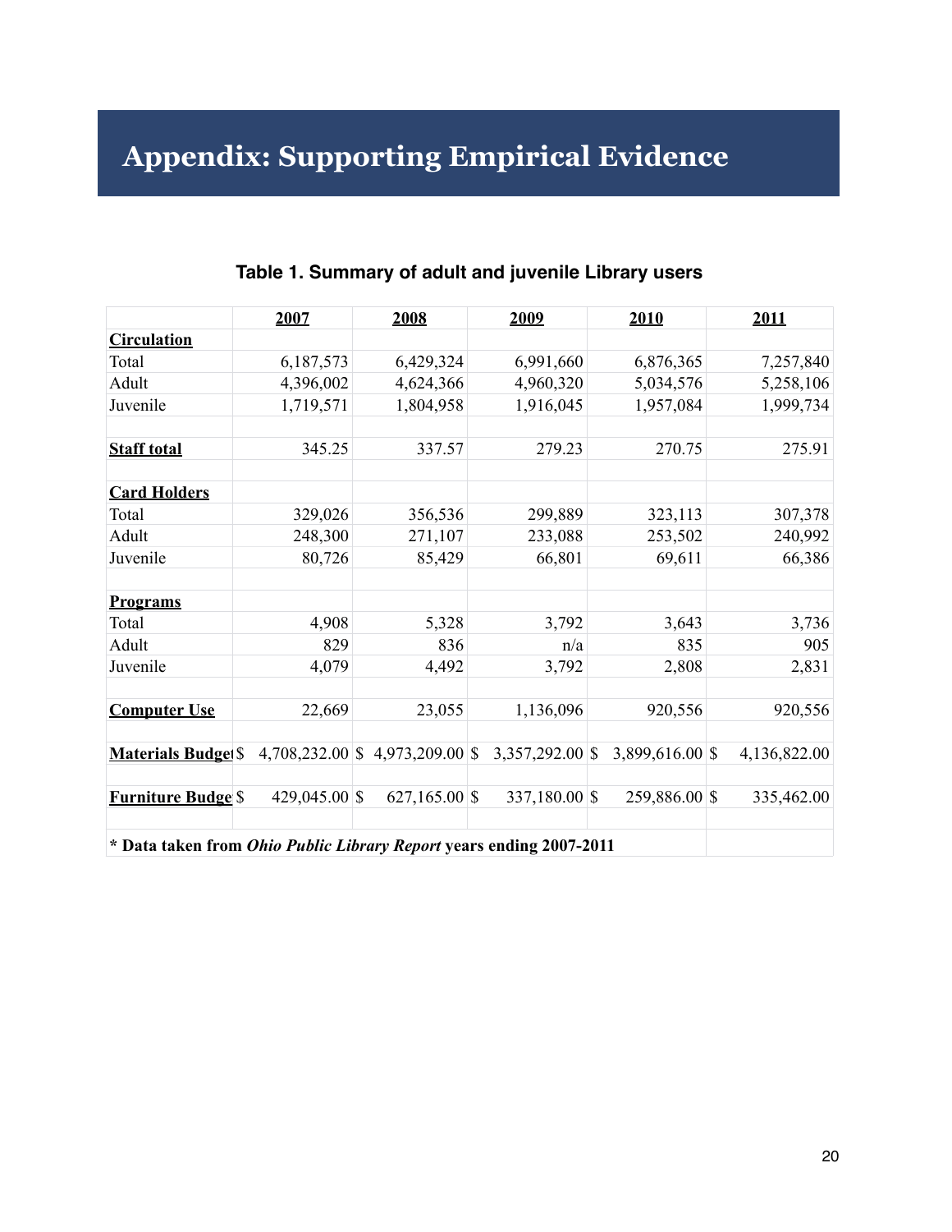# Appendix: Supporting Empirical Evidence

**Table 1. Summary of adult and juvenile Library users**

| | 2007 | 2008 | 2009 | 2010 | 2011 |
|---|---|---|---|---|---|
| **Circulation** | | | | | |
| Total | 6,187,573 | 6,429,324 | 6,991,660 | 6,876,365 | 7,257,840 |
| Adult | 4,396,002 | 4,624,366 | 4,960,320 | 5,034,576 | 5,258,106 |
| Juvenile | 1,719,571 | 1,804,958 | 1,916,045 | 1,957,084 | 1,999,734 |
| | | | | | |
| **Staff total** | 345.25 | 337.57 | 279.23 | 270.75 | 275.91 |
| | | | | | |
| **Card Holders** | | | | | |
| Total | 329,026 | 356,536 | 299,889 | 323,113 | 307,378 |
| Adult | 248,300 | 271,107 | 233,088 | 253,502 | 240,992 |
| Juvenile | 80,726 | 85,429 | 66,801 | 69,611 | 66,386 |
| | | | | | |
| **Programs** | | | | | |
| Total | 4,908 | 5328 | 3,792 | 3,643 | 3,736 |
| Adult | 829 | 836 | n/a | 835 | 905 |
| Juvenile | 4,079 | 4,492 | 3,792 | 2,808 | 2,831 |
| | | | | | |
| **Computer Use** | 22,669 | 23,055 | 1,136,096 | 920,556 | 920,556 |
| | | | | | |
| **Materials Budget** | $ 4,708,232.00 | $ 4,973,209.00 | $ 3,357,292.00 | $ 3,899,616.00 | $ 4,136,822.00 |
| | | | | | |
| **Furniture Budget** | $ 429,045.00 | $ 627,165.00 | $ 337,180.00 | $ 259,886.00 | $ 335,462.00 |

**\* Data taken from *Ohio Public Library Report* years ending 2007-2011**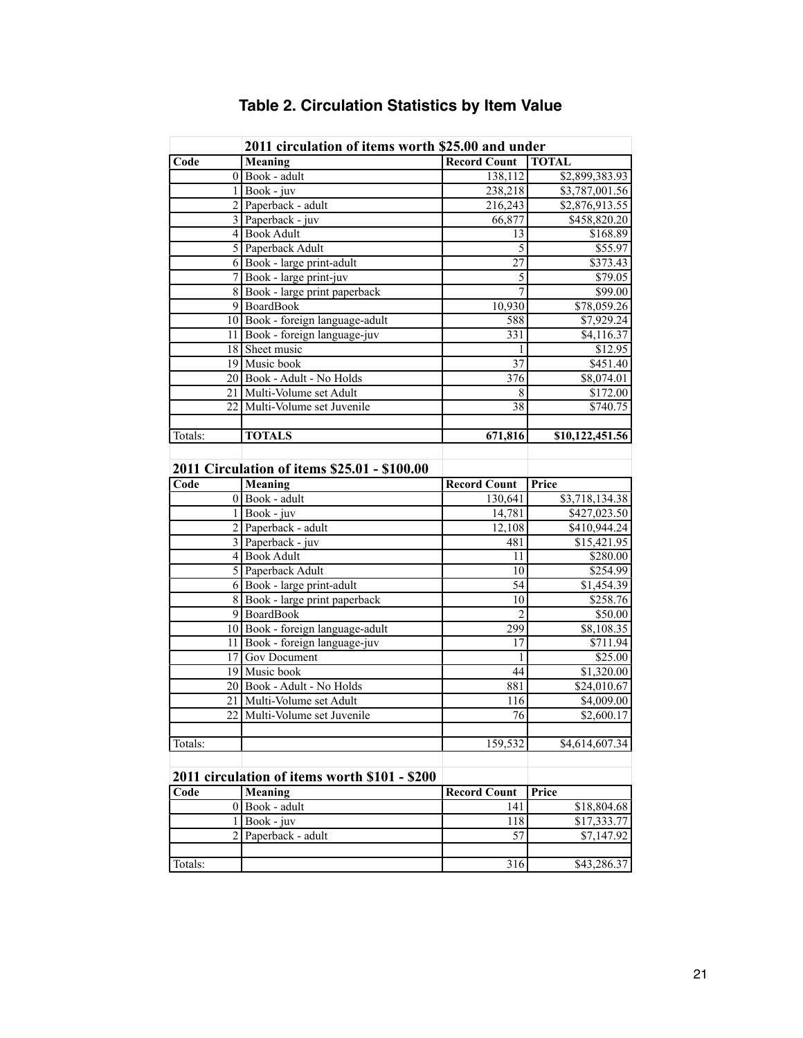# Table 2. Circulation Statistics by Item Value

| | **2011 circulation of items worth $25.00 and under** | | |
|---|---|---|---|
| **Code** | **Meaning** | **Record Count** | **TOTAL** |
| 0 | Book - adult | 138,112 | $2,899,383.93 |
| 1 | Book - juv | 238,218 | $3,787,001.56 |
| 2 | Paperback - adult | 216,243 | $2,876,913.55 |
| 3 | Paperback - juv | 66,877 | $458,820.20 |
| 4 | Book Adult | 13 | $168.89 |
| 5 | Paperback Adult | 5 | $55.97 |
| 6 | Book - large print-adult | 27 | $373.43 |
| 7 | Book - large print-juv | 5 | $79.05 |
| 8 | Book - large print paperback | 7 | $99.00 |
| 9 | BoardBook | 10,930 | $78,059.26 |
| 10 | Book - foreign language-adult | 588 | $7,929.24 |
| 11 | Book - foreign language-juv | 331 | $4,116.37 |
| 18 | Sheet music | 1 | $12.95 |
| 19 | Music book | 37 | $451.40 |
| 20 | Book - Adult - No Holds | 376 | $8,074.01 |
| 21 | Multi-Volume set Adult | 8 | $172.00 |
| 22 | Multi-Volume set Juvenile | 38 | $740.75 |
| | | | |
| Totals: | **TOTALS** | **671,816** | **$10,122,451.56** |

| | **2011 Circulation of items $25.01 - $100.00** | | |
|---|---|---|---|
| **Code** | **Meaning** | **Record Count** | **Price** |
| 0 | Book - adult | 130,641 | $3,718,134.38 |
| 1 | Book - juv | 14,781 | $427,023.50 |
| 2 | Paperback - adult | 12,108 | $410,944.24 |
| 3 | Paperback - juv | 481 | $15,421.95 |
| 4 | Book Adult | 11 | $280.00 |
| 5 | Paperback Adult | 10 | $254.99 |
| 6 | Book - large print-adult | 54 | $1,454.39 |
| 8 | Book - large print paperback | 10 | $258.76 |
| 9 | BoardBook | 2 | $50.00 |
| 10 | Book - foreign language-adult | 299 | $8,108.35 |
| 11 | Book - foreign language-juv | 17 | $711.94 |
| 17 | Gov Document | 1 | $25.00 |
| 19 | Music book | 44 | $1,320.00 |
| 20 | Book - Adult - No Holds | 881 | $24,010.67 |
| 21 | Multi-Volume set Adult | 116 | $4,009.00 |
| 22 | Multi-Volume set Juvenile | 76 | $2,600.17 |
| | | | |
| Totals: | | 159,532 | $4,614,607.34 |

| | **2011 circulation of items worth $101 - $200** | | |
|---|---|---|---|
| **Code** | **Meaning** | **Record Count** | **Price** |
| 0 | Book - adult | 141 | $18,804.68 |
| 1 | Book - juv | 118 | $17,333.77 |
| 2 | Paperback - adult | 57 | $7,147.92 |
| | | | |
| Totals: | | 316 | $43,286.37 |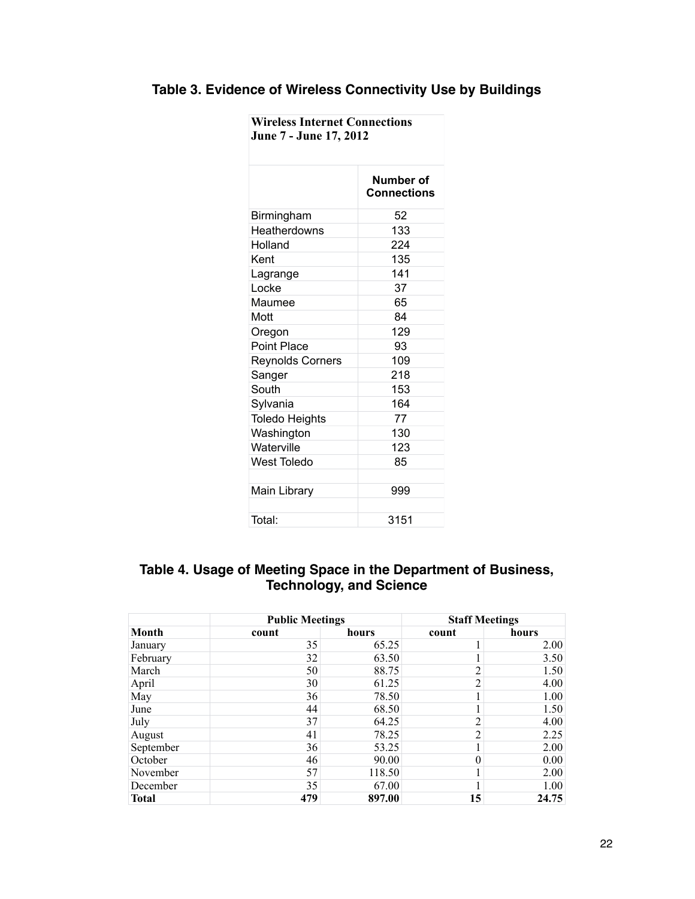## Table 3. Evidence of Wireless Connectivity Use by Buildings

| Wireless Internet Connections June 7 - June 17, 2012 | |
|---|---|
| | Number of Connections |
| Birmingham | 52 |
| Heatherdowns | 133 |
| Holland | 224 |
| Kent | 135 |
| Lagrange | 141 |
| Locke | 37 |
| Maumee | 65 |
| Mott | 84 |
| Oregon | 129 |
| Point Place | 93 |
| Reynolds Corners | 109 |
| Sanger | 218 |
| South | 153 |
| Sylvania | 164 |
| Toledo Heights | 77 |
| Washington | 130 |
| Waterville | 123 |
| West Toledo | 85 |
| | |
| Main Library | 999 |
| | |
| Total: | 3151 |

## Table 4. Usage of Meeting Space in the Department of Business, Technology, and Science

| | Public Meetings | | Staff Meetings | |
|---|---|---|---|---|
| **Month** | **count** | **hours** | **count** | **hours** |
| January | 35 | 65.25 | 1 | 2.00 |
| February | 32 | 63.50 | 1 | 3.50 |
| March | 50 | 88.75 | 2 | 1.50 |
| April | 30 | 61.25 | 2 | 4.00 |
| May | 36 | 78.50 | 1 | 1.00 |
| June | 44 | 68.50 | 1 | 1.50 |
| July | 37 | 64.25 | 2 | 4.00 |
| August | 41 | 78.25 | 2 | 2.25 |
| September | 36 | 53.25 | 1 | 2.00 |
| October | 46 | 90.00 | 0 | 0.00 |
| November | 57 | 118.50 | 1 | 2.00 |
| December | 35 | 67.00 | 1 | 1.00 |
| **Total** | **479** | **897.00** | **15** | **24.75** |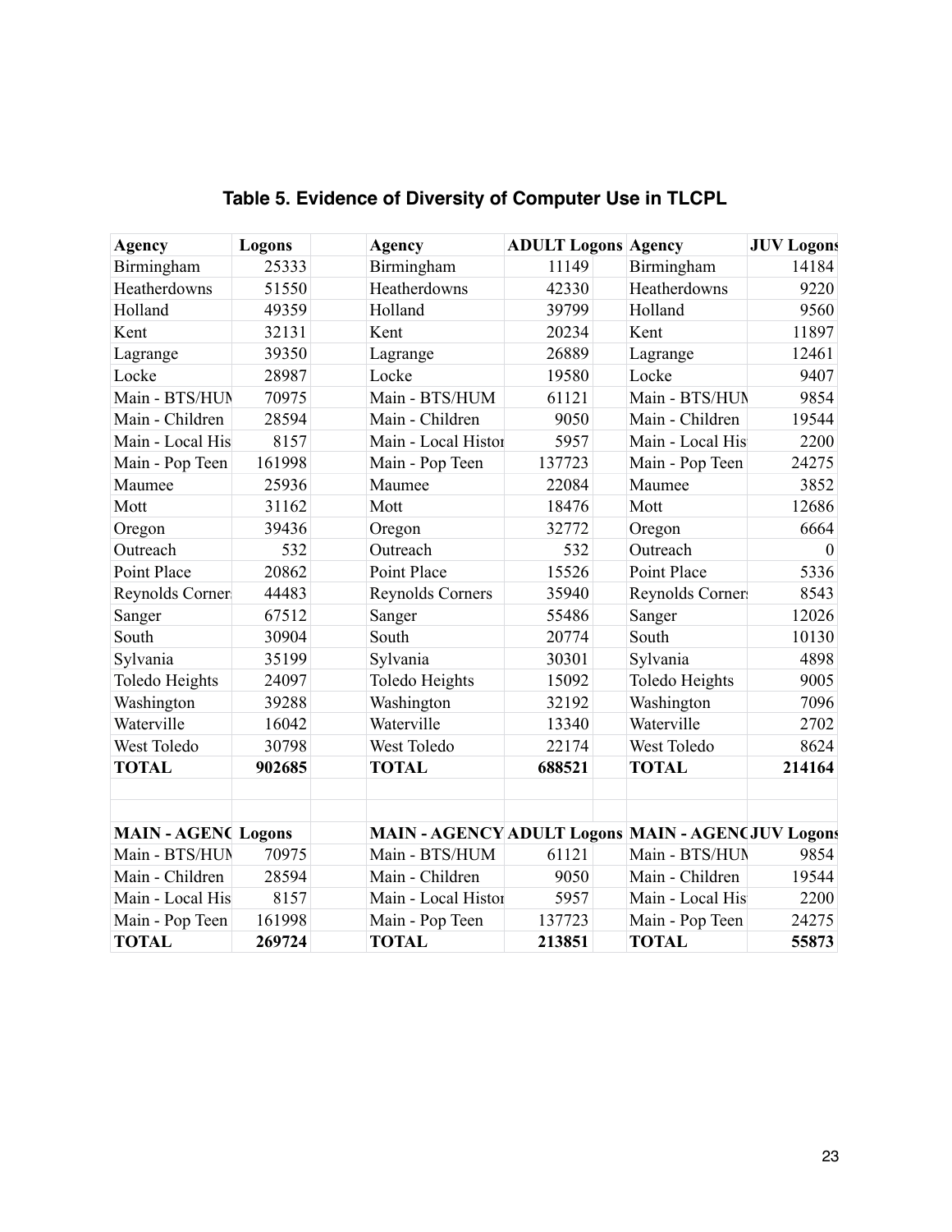## Table 5. Evidence of Diversity of Computer Use in TLCPL

| Agency | Logons | | Agency | ADULT Logons | Agency | JUV Logons |
|---|---|---|---|---|---|---|
| Birmingham | 25333 | | Birmingham | 11149 | Birmingham | 14184 |
| Heatherdowns | 51550 | | Heatherdowns | 42330 | Heatherdowns | 9220 |
| Holland | 49359 | | Holland | 39799 | Holland | 9560 |
| Kent | 32131 | | Kent | 20234 | Kent | 11897 |
| Lagrange | 39350 | | Lagrange | 26889 | Lagrange | 12461 |
| Locke | 28987 | | Locke | 19580 | Locke | 9407 |
| Main - BTS/HUM | 70975 | | Main - BTS/HUM | 61121 | Main - BTS/HUM | 9854 |
| Main - Children | 28594 | | Main - Children | 9050 | Main - Children | 19544 |
| Main - Local His | 8157 | | Main - Local Histor | 5957 | Main - Local His | 2200 |
| Main - Pop Teen | 161998 | | Main - Pop Teen | 137723 | Main - Pop Teen | 24275 |
| Maumee | 25936 | | Maumee | 22084 | Maumee | 3852 |
| Mott | 31162 | | Mott | 18476 | Mott | 12686 |
| Oregon | 39436 | | Oregon | 32772 | Oregon | 6664 |
| Outreach | 532 | | Outreach | 532 | Outreach | 0 |
| Point Place | 20862 | | Point Place | 15526 | Point Place | 5336 |
| Reynolds Corners | 44483 | | Reynolds Corners | 35940 | Reynolds Corners | 8543 |
| Sanger | 67512 | | Sanger | 55486 | Sanger | 12026 |
| South | 30904 | | South | 20774 | South | 10130 |
| Sylvania | 35199 | | Sylvania | 30301 | Sylvania | 4898 |
| Toledo Heights | 24097 | | Toledo Heights | 15092 | Toledo Heights | 9005 |
| Washington | 39288 | | Washington | 32192 | Washington | 7096 |
| Waterville | 16042 | | Waterville | 13340 | Waterville | 2702 |
| West Toledo | 30798 | | West Toledo | 22174 | West Toledo | 8624 |
| **TOTAL** | **902685** | | **TOTAL** | **688521** | **TOTAL** | **214164** |

| MAIN - AGENCY | Logons | | MAIN - AGENCY | ADULT Logons | MAIN - AGENCY | JUV Logons |
|---|---|---|---|---|---|---|
| Main - BTS/HUM | 70975 | | Main - BTS/HUM | 61121 | Main - BTS/HUM | 9854 |
| Main - Children | 28594 | | Main - Children | 9050 | Main - Children | 19544 |
| Main - Local His | 8157 | | Main - Local Histor | 5957 | Main - Local His | 2200 |
| Main - Pop Teen | 161998 | | Main - Pop Teen | 137723 | Main - Pop Teen | 24275 |
| **TOTAL** | **269724** | | **TOTAL** | **213851** | **TOTAL** | **55873** |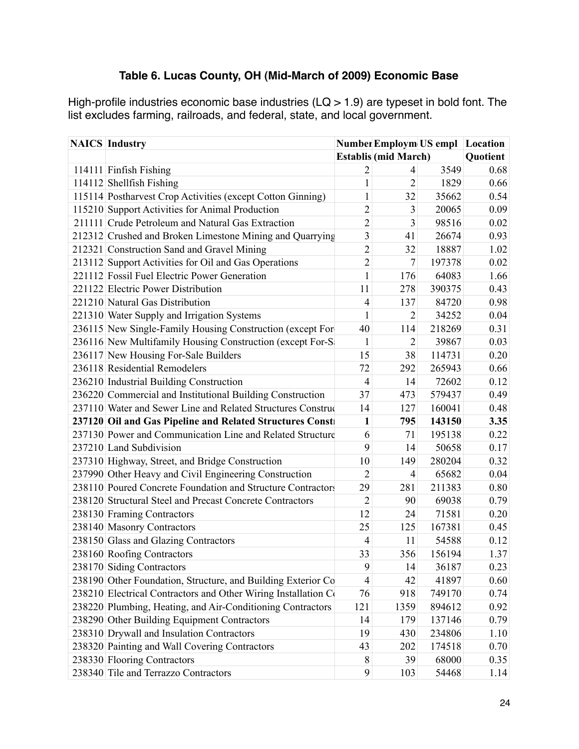### Table 6. Lucas County, OH (Mid-March of 2009) Economic Base

High-profile industries economic base industries (LQ > 1.9) are typeset in bold font. The list excludes farming, railroads, and federal, state, and local government.

| NAICS | Industry | Number Establis | Employm (mid March) | US empl | Location Quotient |
|---|---|---|---|---|---|
| 114111 | Finfish Fishing | 2 | 4 | 3549 | 0.68 |
| 114112 | Shellfish Fishing | 1 | 2 | 1829 | 0.66 |
| 115114 | Postharvest Crop Activities (except Cotton Ginning) | 1 | 32 | 35662 | 0.54 |
| 115210 | Support Activities for Animal Production | 2 | 3 | 20065 | 0.09 |
| 211111 | Crude Petroleum and Natural Gas Extraction | 2 | 3 | 98516 | 0.02 |
| 212312 | Crushed and Broken Limestone Mining and Quarrying | 3 | 41 | 26674 | 0.93 |
| 212321 | Construction Sand and Gravel Mining | 2 | 32 | 18887 | 1.02 |
| 213112 | Support Activities for Oil and Gas Operations | 2 | 7 | 197378 | 0.02 |
| 221112 | Fossil Fuel Electric Power Generation | 1 | 176 | 64083 | 1.66 |
| 221122 | Electric Power Distribution | 11 | 278 | 390375 | 0.43 |
| 221210 | Natural Gas Distribution | 4 | 137 | 84720 | 0.98 |
| 221310 | Water Supply and Irrigation Systems | 1 | 2 | 34252 | 0.04 |
| 236115 | New Single-Family Housing Construction (except For | 40 | 114 | 218269 | 0.31 |
| 236116 | New Multifamily Housing Construction (except For-S | 1 | 2 | 39867 | 0.03 |
| 236117 | New Housing For-Sale Builders | 15 | 38 | 114731 | 0.20 |
| 236118 | Residential Remodelers | 72 | 292 | 265943 | 0.66 |
| 236210 | Industrial Building Construction | 4 | 14 | 72602 | 0.12 |
| 236220 | Commercial and Institutional Building Construction | 37 | 473 | 579437 | 0.49 |
| 237110 | Water and Sewer Line and Related Structures Construc | 14 | 127 | 160041 | 0.48 |
| **237120** | **Oil and Gas Pipeline and Related Structures Constr** | **1** | **795** | **143150** | **3.35** |
| 237130 | Power and Communication Line and Related Structure | 6 | 71 | 195138 | 0.22 |
| 237210 | Land Subdivision | 9 | 14 | 50658 | 0.17 |
| 237310 | Highway, Street, and Bridge Construction | 10 | 149 | 280204 | 0.32 |
| 237990 | Other Heavy and Civil Engineering Construction | 2 | 4 | 65682 | 0.04 |
| 238110 | Poured Concrete Foundation and Structure Contractors | 29 | 281 | 211383 | 0.80 |
| 238120 | Structural Steel and Precast Concrete Contractors | 2 | 90 | 69038 | 0.79 |
| 238130 | Framing Contractors | 12 | 24 | 71581 | 0.20 |
| 238140 | Masonry Contractors | 25 | 125 | 167381 | 0.45 |
| 238150 | Glass and Glazing Contractors | 4 | 11 | 54588 | 0.12 |
| 238160 | Roofing Contractors | 33 | 356 | 156194 | 1.37 |
| 238170 | Siding Contractors | 9 | 14 | 36187 | 0.23 |
| 238190 | Other Foundation, Structure, and Building Exterior Co | 4 | 42 | 41897 | 0.60 |
| 238210 | Electrical Contractors and Other Wiring Installation Co | 76 | 918 | 749170 | 0.74 |
| 238220 | Plumbing, Heating, and Air-Conditioning Contractors | 121 | 1359 | 894612 | 0.92 |
| 238290 | Other Building Equipment Contractors | 14 | 179 | 137146 | 0.79 |
| 238310 | Drywall and Insulation Contractors | 19 | 430 | 234806 | 1.10 |
| 238320 | Painting and Wall Covering Contractors | 43 | 202 | 174518 | 0.70 |
| 238330 | Flooring Contractors | 8 | 39 | 68000 | 0.35 |
| 238340 | Tile and Terrazzo Contractors | 9 | 103 | 54468 | 1.14 |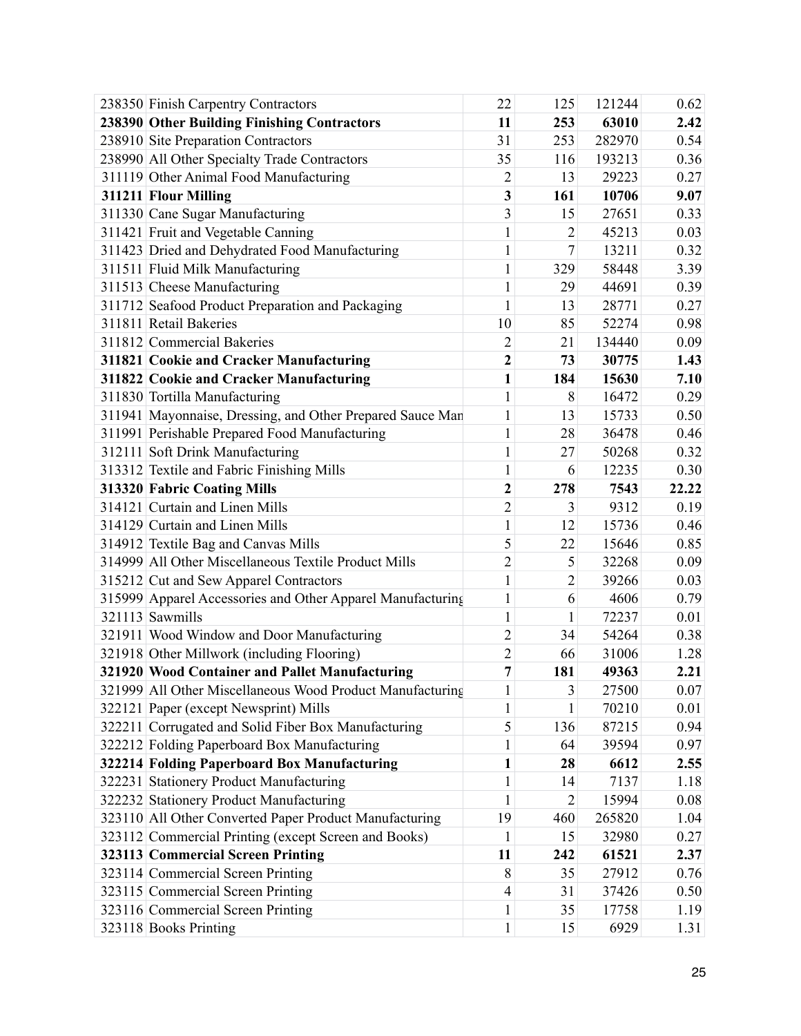| | | | | | |
|---|---|---|---|---|---|
| 238350 | Finish Carpentry Contractors | 22 | 125 | 121244 | 0.62 |
| **238390** | **Other Building Finishing Contractors** | **11** | **253** | **63010** | **2.42** |
| 238910 | Site Preparation Contractors | 31 | 253 | 282970 | 0.54 |
| 238990 | All Other Specialty Trade Contractors | 35 | 116 | 193213 | 0.36 |
| 311119 | Other Animal Food Manufacturing | 2 | 13 | 29223 | 0.27 |
| **311211** | **Flour Milling** | **3** | **161** | **10706** | **9.07** |
| 311330 | Cane Sugar Manufacturing | 3 | 15 | 27651 | 0.33 |
| 311421 | Fruit and Vegetable Canning | 1 | 2 | 45213 | 0.03 |
| 311423 | Dried and Dehydrated Food Manufacturing | 1 | 7 | 13211 | 0.32 |
| 311511 | Fluid Milk Manufacturing | 1 | 329 | 58448 | 3.39 |
| 311513 | Cheese Manufacturing | 1 | 29 | 44691 | 0.39 |
| 311712 | Seafood Product Preparation and Packaging | 1 | 13 | 28771 | 0.27 |
| 311811 | Retail Bakeries | 10 | 85 | 52274 | 0.98 |
| 311812 | Commercial Bakeries | 2 | 21 | 134440 | 0.09 |
| **311821** | **Cookie and Cracker Manufacturing** | **2** | **73** | **30775** | **1.43** |
| **311822** | **Cookie and Cracker Manufacturing** | **1** | **184** | **15630** | **7.10** |
| 311830 | Tortilla Manufacturing | 1 | 8 | 16472 | 0.29 |
| 311941 | Mayonnaise, Dressing, and Other Prepared Sauce Man | 1 | 13 | 15733 | 0.50 |
| 311991 | Perishable Prepared Food Manufacturing | 1 | 28 | 36478 | 0.46 |
| 312111 | Soft Drink Manufacturing | 1 | 27 | 50268 | 0.32 |
| 313312 | Textile and Fabric Finishing Mills | 1 | 6 | 12235 | 0.30 |
| **313320** | **Fabric Coating Mills** | **2** | **278** | **7543** | **22.22** |
| 314121 | Curtain and Linen Mills | 2 | 3 | 9312 | 0.19 |
| 314129 | Curtain and Linen Mills | 1 | 12 | 15736 | 0.46 |
| 314912 | Textile Bag and Canvas Mills | 5 | 22 | 15646 | 0.85 |
| 314999 | All Other Miscellaneous Textile Product Mills | 2 | 5 | 32268 | 0.09 |
| 315212 | Cut and Sew Apparel Contractors | 1 | 2 | 39266 | 0.03 |
| 315999 | Apparel Accessories and Other Apparel Manufacturing | 1 | 6 | 4606 | 0.79 |
| 321113 | Sawmills | 1 | 1 | 72237 | 0.01 |
| 321911 | Wood Window and Door Manufacturing | 2 | 34 | 54264 | 0.38 |
| 321918 | Other Millwork (including Flooring) | 2 | 66 | 31006 | 1.28 |
| **321920** | **Wood Container and Pallet Manufacturing** | **7** | **181** | **49363** | **2.21** |
| 321999 | All Other Miscellaneous Wood Product Manufacturing | 1 | 3 | 27500 | 0.07 |
| 322121 | Paper (except Newsprint) Mills | 1 | 1 | 70210 | 0.01 |
| 322211 | Corrugated and Solid Fiber Box Manufacturing | 5 | 136 | 87215 | 0.94 |
| 322212 | Folding Paperboard Box Manufacturing | 1 | 64 | 39594 | 0.97 |
| **322214** | **Folding Paperboard Box Manufacturing** | **1** | **28** | **6612** | **2.55** |
| 322231 | Stationery Product Manufacturing | 1 | 14 | 7137 | 1.18 |
| 322232 | Stationery Product Manufacturing | 1 | 2 | 15994 | 0.08 |
| 323110 | All Other Converted Paper Product Manufacturing | 19 | 460 | 265820 | 1.04 |
| 323112 | Commercial Printing (except Screen and Books) | 1 | 15 | 32980 | 0.27 |
| **323113** | **Commercial Screen Printing** | **11** | **242** | **61521** | **2.37** |
| 323114 | Commercial Screen Printing | 8 | 35 | 27912 | 0.76 |
| 323115 | Commercial Screen Printing | 4 | 31 | 37426 | 0.50 |
| 323116 | Commercial Screen Printing | 1 | 35 | 17758 | 1.19 |
| 323118 | Books Printing | 1 | 15 | 6929 | 1.31 |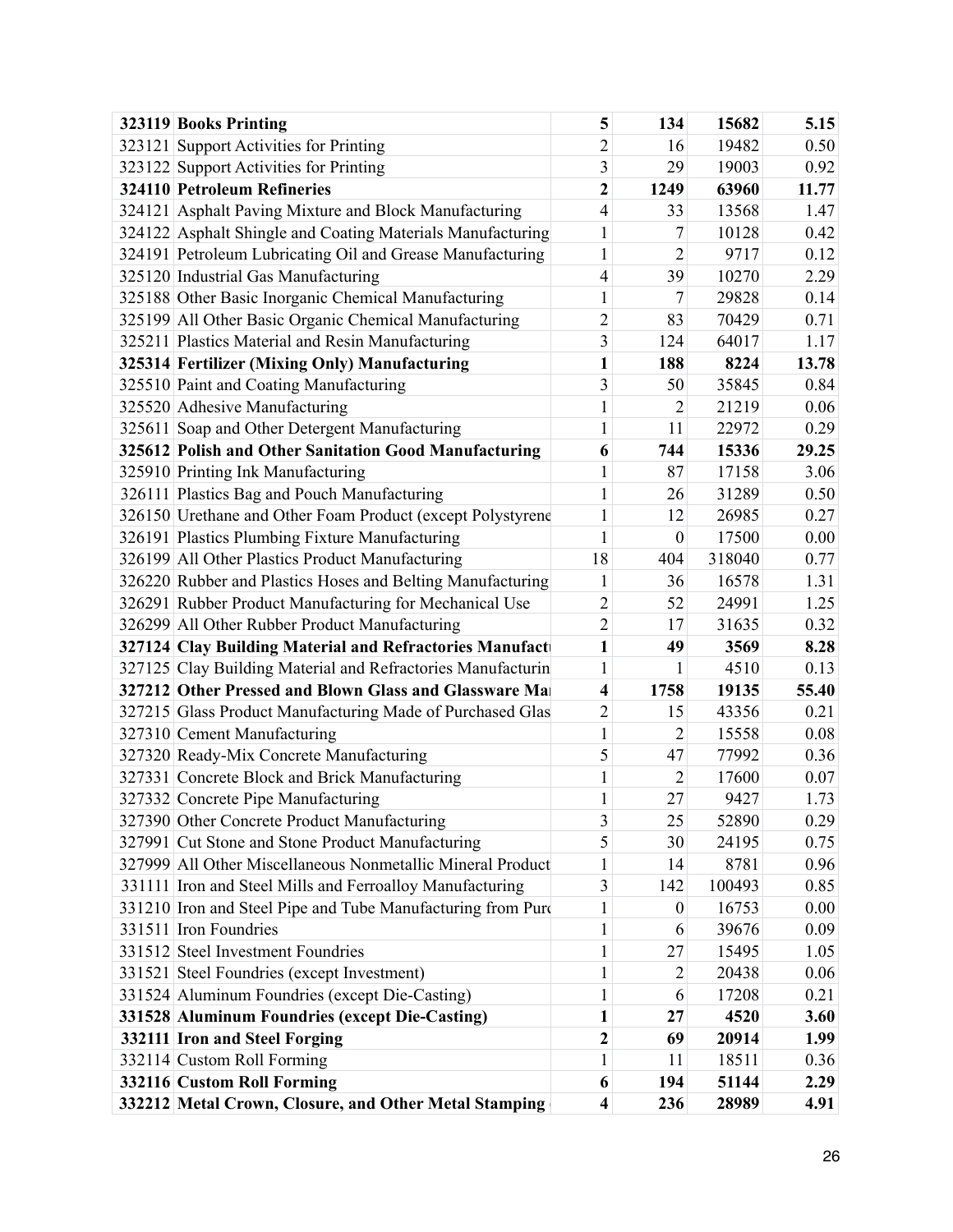| | | | | | |
|---|---|---|---|---|---|
| **323119** | **Books Printing** | **5** | **134** | **15682** | **5.15** |
| 323121 | Support Activities for Printing | 2 | 16 | 19482 | 0.50 |
| 323122 | Support Activities for Printing | 3 | 29 | 19003 | 0.92 |
| **324110** | **Petroleum Refineries** | **2** | **1249** | **63960** | **11.77** |
| 324121 | Asphalt Paving Mixture and Block Manufacturing | 4 | 33 | 13568 | 1.47 |
| 324122 | Asphalt Shingle and Coating Materials Manufacturing | 1 | 7 | 10128 | 0.42 |
| 324191 | Petroleum Lubricating Oil and Grease Manufacturing | 1 | 2 | 9717 | 0.12 |
| 325120 | Industrial Gas Manufacturing | 4 | 39 | 10270 | 2.29 |
| 325188 | Other Basic Inorganic Chemical Manufacturing | 1 | 7 | 29828 | 0.14 |
| 325199 | All Other Basic Organic Chemical Manufacturing | 2 | 83 | 70429 | 0.71 |
| 325211 | Plastics Material and Resin Manufacturing | 3 | 124 | 64017 | 1.17 |
| **325314** | **Fertilizer (Mixing Only) Manufacturing** | **1** | **188** | **8224** | **13.78** |
| 325510 | Paint and Coating Manufacturing | 3 | 50 | 35845 | 0.84 |
| 325520 | Adhesive Manufacturing | 1 | 2 | 21219 | 0.06 |
| 325611 | Soap and Other Detergent Manufacturing | 1 | 11 | 22972 | 0.29 |
| **325612** | **Polish and Other Sanitation Good Manufacturing** | **6** | **744** | **15336** | **29.25** |
| 325910 | Printing Ink Manufacturing | 1 | 87 | 17158 | 3.06 |
| 326111 | Plastics Bag and Pouch Manufacturing | 1 | 26 | 31289 | 0.50 |
| 326150 | Urethane and Other Foam Product (except Polystyrene | 1 | 12 | 26985 | 0.27 |
| 326191 | Plastics Plumbing Fixture Manufacturing | 1 | 0 | 17500 | 0.00 |
| 326199 | All Other Plastics Product Manufacturing | 18 | 404 | 318040 | 0.77 |
| 326220 | Rubber and Plastics Hoses and Belting Manufacturing | 1 | 36 | 16578 | 1.31 |
| 326291 | Rubber Product Manufacturing for Mechanical Use | 2 | 52 | 24991 | 1.25 |
| 326299 | All Other Rubber Product Manufacturing | 2 | 17 | 31635 | 0.32 |
| **327124** | **Clay Building Material and Refractories Manufactu** | **1** | **49** | **3569** | **8.28** |
| 327125 | Clay Building Material and Refractories Manufacturin | 1 | 1 | 4510 | 0.13 |
| **327212** | **Other Pressed and Blown Glass and Glassware Ma** | **4** | **1758** | **19135** | **55.40** |
| 327215 | Glass Product Manufacturing Made of Purchased Glas | 2 | 15 | 43356 | 0.21 |
| 327310 | Cement Manufacturing | 1 | 2 | 15558 | 0.08 |
| 327320 | Ready-Mix Concrete Manufacturing | 5 | 47 | 77992 | 0.36 |
| 327331 | Concrete Block and Brick Manufacturing | 1 | 2 | 17600 | 0.07 |
| 327332 | Concrete Pipe Manufacturing | 1 | 27 | 9427 | 1.73 |
| 327390 | Other Concrete Product Manufacturing | 3 | 25 | 52890 | 0.29 |
| 327991 | Cut Stone and Stone Product Manufacturing | 5 | 30 | 24195 | 0.75 |
| 327999 | All Other Miscellaneous Nonmetallic Mineral Product | 1 | 14 | 8781 | 0.96 |
| 331111 | Iron and Steel Mills and Ferroalloy Manufacturing | 3 | 142 | 100493 | 0.85 |
| 331210 | Iron and Steel Pipe and Tube Manufacturing from Pur | 1 | 0 | 16753 | 0.00 |
| 331511 | Iron Foundries | 1 | 6 | 39676 | 0.09 |
| 331512 | Steel Investment Foundries | 1 | 27 | 15495 | 1.05 |
| 331521 | Steel Foundries (except Investment) | 1 | 2 | 20438 | 0.06 |
| 331524 | Aluminum Foundries (except Die-Casting) | 1 | 6 | 17208 | 0.21 |
| **331528** | **Aluminum Foundries (except Die-Casting)** | **1** | **27** | **4520** | **3.60** |
| **332111** | **Iron and Steel Forging** | **2** | **69** | **20914** | **1.99** |
| 332114 | Custom Roll Forming | 1 | 11 | 18511 | 0.36 |
| **332116** | **Custom Roll Forming** | **6** | **194** | **51144** | **2.29** |
| **332212** | **Metal Crown, Closure, and Other Metal Stamping** | **4** | **236** | **28989** | **4.91** |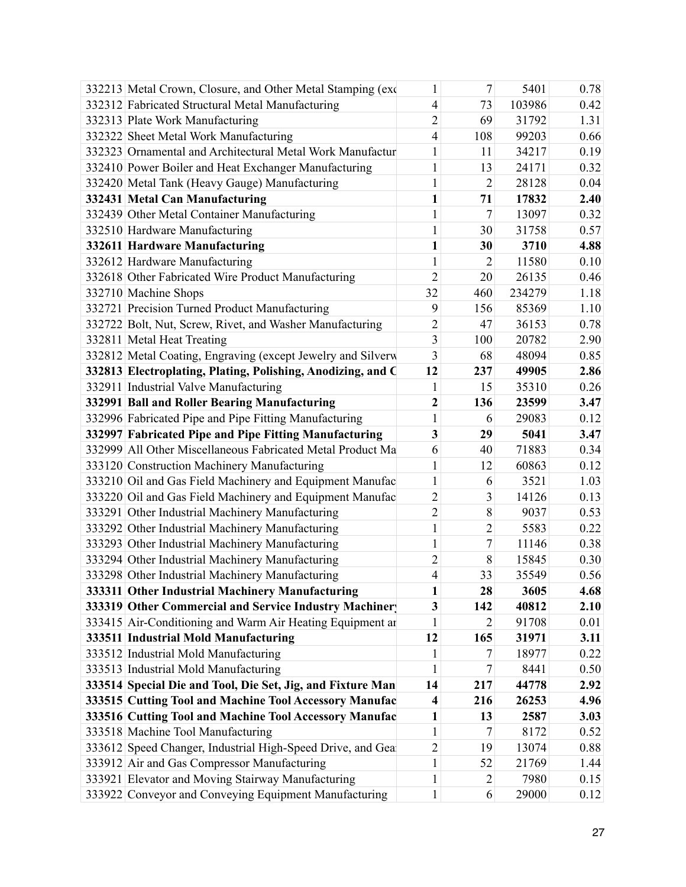| | | | | | |
|---|---|---|---|---|---|
| 332213 | Metal Crown, Closure, and Other Metal Stamping (exc | 1 | 7 | 5401 | 0.78 |
| 332312 | Fabricated Structural Metal Manufacturing | 4 | 73 | 103986 | 0.42 |
| 332313 | Plate Work Manufacturing | 2 | 69 | 31792 | 1.31 |
| 332322 | Sheet Metal Work Manufacturing | 4 | 108 | 99203 | 0.66 |
| 332323 | Ornamental and Architectural Metal Work Manufactur | 1 | 11 | 34217 | 0.19 |
| 332410 | Power Boiler and Heat Exchanger Manufacturing | 1 | 13 | 24171 | 0.32 |
| 332420 | Metal Tank (Heavy Gauge) Manufacturing | 1 | 2 | 28128 | 0.04 |
| **332431** | **Metal Can Manufacturing** | **1** | **71** | **17832** | **2.40** |
| 332439 | Other Metal Container Manufacturing | 1 | 7 | 13097 | 0.32 |
| 332510 | Hardware Manufacturing | 1 | 30 | 31758 | 0.57 |
| **332611** | **Hardware Manufacturing** | **1** | **30** | **3710** | **4.88** |
| 332612 | Hardware Manufacturing | 1 | 2 | 11580 | 0.10 |
| 332618 | Other Fabricated Wire Product Manufacturing | 2 | 20 | 26135 | 0.46 |
| 332710 | Machine Shops | 32 | 460 | 234279 | 1.18 |
| 332721 | Precision Turned Product Manufacturing | 9 | 156 | 85369 | 1.10 |
| 332722 | Bolt, Nut, Screw, Rivet, and Washer Manufacturing | 2 | 47 | 36153 | 0.78 |
| 332811 | Metal Heat Treating | 3 | 100 | 20782 | 2.90 |
| 332812 | Metal Coating, Engraving (except Jewelry and Silverw | 3 | 68 | 48094 | 0.85 |
| **332813** | **Electroplating, Plating, Polishing, Anodizing, and C** | **12** | **237** | **49905** | **2.86** |
| 332911 | Industrial Valve Manufacturing | 1 | 15 | 35310 | 0.26 |
| **332991** | **Ball and Roller Bearing Manufacturing** | **2** | **136** | **23599** | **3.47** |
| 332996 | Fabricated Pipe and Pipe Fitting Manufacturing | 1 | 6 | 29083 | 0.12 |
| **332997** | **Fabricated Pipe and Pipe Fitting Manufacturing** | **3** | **29** | **5041** | **3.47** |
| 332999 | All Other Miscellaneous Fabricated Metal Product Ma | 6 | 40 | 71883 | 0.34 |
| 333120 | Construction Machinery Manufacturing | 1 | 12 | 60863 | 0.12 |
| 333210 | Oil and Gas Field Machinery and Equipment Manufac | 1 | 6 | 3521 | 1.03 |
| 333220 | Oil and Gas Field Machinery and Equipment Manufac | 2 | 3 | 14126 | 0.13 |
| 333291 | Other Industrial Machinery Manufacturing | 2 | 8 | 9037 | 0.53 |
| 333292 | Other Industrial Machinery Manufacturing | 1 | 2 | 5583 | 0.22 |
| 333293 | Other Industrial Machinery Manufacturing | 1 | 7 | 11146 | 0.38 |
| 333294 | Other Industrial Machinery Manufacturing | 2 | 8 | 15845 | 0.30 |
| 333298 | Other Industrial Machinery Manufacturing | 4 | 33 | 35549 | 0.56 |
| **333311** | **Other Industrial Machinery Manufacturing** | **1** | **28** | **3605** | **4.68** |
| **333319** | **Other Commercial and Service Industry Machinery** | **3** | **142** | **40812** | **2.10** |
| 333415 | Air-Conditioning and Warm Air Heating Equipment ar | 1 | 2 | 91708 | 0.01 |
| **333511** | **Industrial Mold Manufacturing** | **12** | **165** | **31971** | **3.11** |
| 333512 | Industrial Mold Manufacturing | 1 | 7 | 18977 | 0.22 |
| 333513 | Industrial Mold Manufacturing | 1 | 7 | 8441 | 0.50 |
| **333514** | **Special Die and Tool, Die Set, Jig, and Fixture Man** | **14** | **217** | **44778** | **2.92** |
| **333515** | **Cutting Tool and Machine Tool Accessory Manufac** | **4** | **216** | **26253** | **4.96** |
| **333516** | **Cutting Tool and Machine Tool Accessory Manufac** | **1** | **13** | **2587** | **3.03** |
| 333518 | Machine Tool Manufacturing | 1 | 7 | 8172 | 0.52 |
| 333612 | Speed Changer, Industrial High-Speed Drive, and Gea | 2 | 19 | 13074 | 0.88 |
| 333912 | Air and Gas Compressor Manufacturing | 1 | 52 | 21769 | 1.44 |
| 333921 | Elevator and Moving Stairway Manufacturing | 1 | 2 | 7980 | 0.15 |
| 333922 | Conveyor and Conveying Equipment Manufacturing | 1 | 6 | 29000 | 0.12 |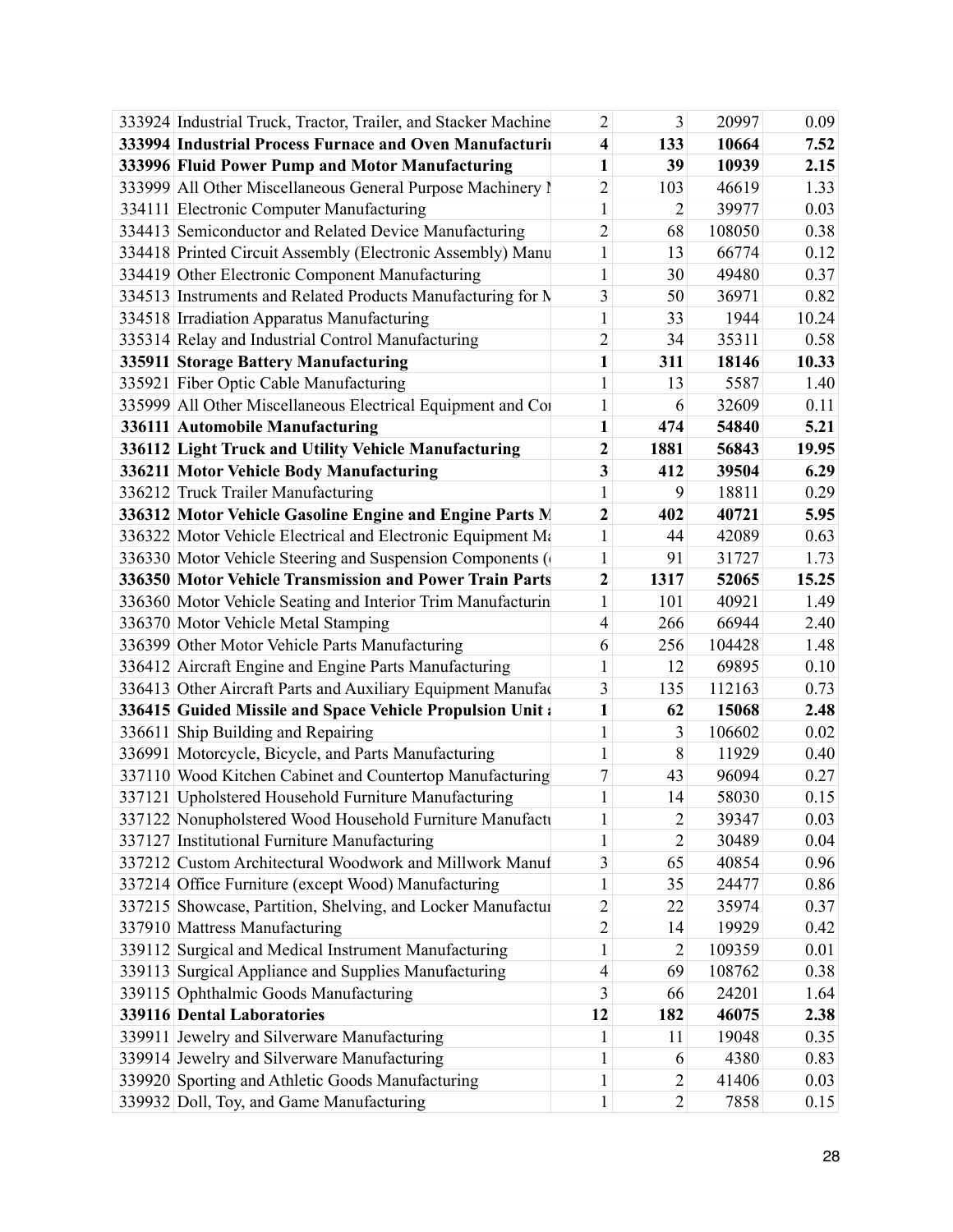| | | | | | |
|---|---|---|---|---|---|
| 333924 | Industrial Truck, Tractor, Trailer, and Stacker Machine | 2 | 3 | 20997 | 0.09 |
| **333994** | **Industrial Process Furnace and Oven Manufacturi** | **4** | **133** | **10664** | **7.52** |
| **333996** | **Fluid Power Pump and Motor Manufacturing** | **1** | **39** | **10939** | **2.15** |
| 333999 | All Other Miscellaneous General Purpose Machinery M | 2 | 103 | 46619 | 1.33 |
| 334111 | Electronic Computer Manufacturing | 1 | 2 | 39977 | 0.03 |
| 334413 | Semiconductor and Related Device Manufacturing | 2 | 68 | 108050 | 0.38 |
| 334418 | Printed Circuit Assembly (Electronic Assembly) Manu | 1 | 13 | 66774 | 0.12 |
| 334419 | Other Electronic Component Manufacturing | 1 | 30 | 49480 | 0.37 |
| 334513 | Instruments and Related Products Manufacturing for M | 3 | 50 | 36971 | 0.82 |
| 334518 | Irradiation Apparatus Manufacturing | 1 | 33 | 1944 | 10.24 |
| 335314 | Relay and Industrial Control Manufacturing | 2 | 34 | 35311 | 0.58 |
| **335911** | **Storage Battery Manufacturing** | **1** | **311** | **18146** | **10.33** |
| 335921 | Fiber Optic Cable Manufacturing | 1 | 13 | 5587 | 1.40 |
| 335999 | All Other Miscellaneous Electrical Equipment and Co | 1 | 6 | 32609 | 0.11 |
| **336111** | **Automobile Manufacturing** | **1** | **474** | **54840** | **5.21** |
| **336112** | **Light Truck and Utility Vehicle Manufacturing** | **2** | **1881** | **56843** | **19.95** |
| **336211** | **Motor Vehicle Body Manufacturing** | **3** | **412** | **39504** | **6.29** |
| 336212 | Truck Trailer Manufacturing | 1 | 9 | 18811 | 0.29 |
| **336312** | **Motor Vehicle Gasoline Engine and Engine Parts M** | **2** | **402** | **40721** | **5.95** |
| 336322 | Motor Vehicle Electrical and Electronic Equipment Ma | 1 | 44 | 42089 | 0.63 |
| 336330 | Motor Vehicle Steering and Suspension Components ( | 1 | 91 | 31727 | 1.73 |
| **336350** | **Motor Vehicle Transmission and Power Train Parts** | **2** | **1317** | **52065** | **15.25** |
| 336360 | Motor Vehicle Seating and Interior Trim Manufacturin | 1 | 101 | 40921 | 1.49 |
| 336370 | Motor Vehicle Metal Stamping | 4 | 266 | 66944 | 2.40 |
| 336399 | Other Motor Vehicle Parts Manufacturing | 6 | 256 | 104428 | 1.48 |
| 336412 | Aircraft Engine and Engine Parts Manufacturing | 1 | 12 | 69895 | 0.10 |
| 336413 | Other Aircraft Parts and Auxiliary Equipment Manufac | 3 | 135 | 112163 | 0.73 |
| **336415** | **Guided Missile and Space Vehicle Propulsion Unit a** | **1** | **62** | **15068** | **2.48** |
| 336611 | Ship Building and Repairing | 1 | 3 | 106602 | 0.02 |
| 336991 | Motorcycle, Bicycle, and Parts Manufacturing | 1 | 8 | 11929 | 0.40 |
| 337110 | Wood Kitchen Cabinet and Countertop Manufacturing | 7 | 43 | 96094 | 0.27 |
| 337121 | Upholstered Household Furniture Manufacturing | 1 | 14 | 58030 | 0.15 |
| 337122 | Nonupholstered Wood Household Furniture Manufactu | 1 | 2 | 39347 | 0.03 |
| 337127 | Institutional Furniture Manufacturing | 1 | 2 | 30489 | 0.04 |
| 337212 | Custom Architectural Woodwork and Millwork Manuf | 3 | 65 | 40854 | 0.96 |
| 337214 | Office Furniture (except Wood) Manufacturing | 1 | 35 | 24477 | 0.86 |
| 337215 | Showcase, Partition, Shelving, and Locker Manufactur | 2 | 22 | 35974 | 0.37 |
| 337910 | Mattress Manufacturing | 2 | 14 | 19929 | 0.42 |
| 339112 | Surgical and Medical Instrument Manufacturing | 1 | 2 | 109359 | 0.01 |
| 339113 | Surgical Appliance and Supplies Manufacturing | 4 | 69 | 108762 | 0.38 |
| 339115 | Ophthalmic Goods Manufacturing | 3 | 66 | 24201 | 1.64 |
| **339116** | **Dental Laboratories** | **12** | **182** | **46075** | **2.38** |
| 339911 | Jewelry and Silverware Manufacturing | 1 | 11 | 19048 | 0.35 |
| 339914 | Jewelry and Silverware Manufacturing | 1 | 6 | 4380 | 0.83 |
| 339920 | Sporting and Athletic Goods Manufacturing | 1 | 2 | 41406 | 0.03 |
| 339932 | Doll, Toy, and Game Manufacturing | 1 | 2 | 7858 | 0.15 |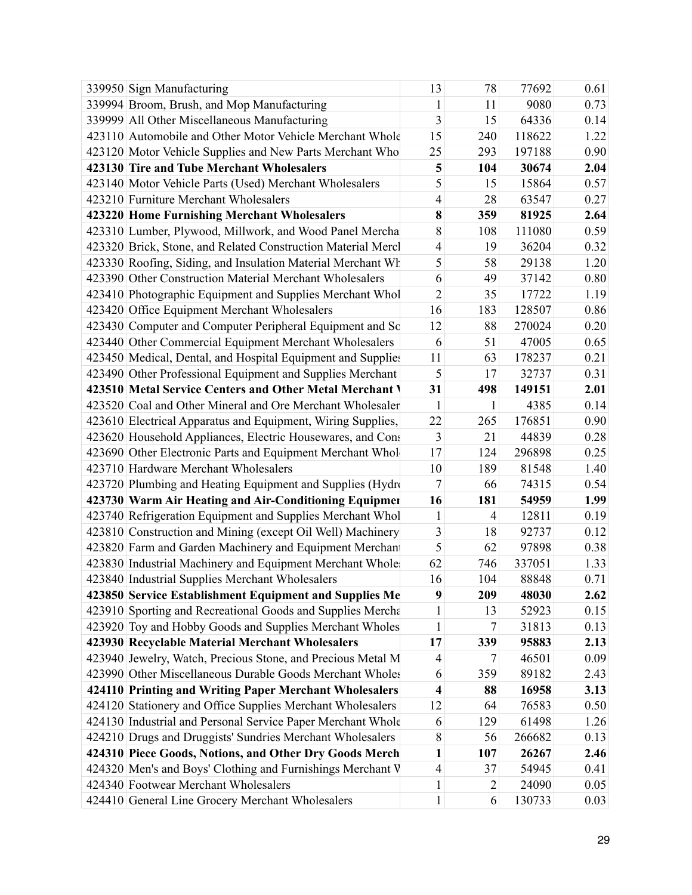| | | | | | |
|---|---|---|---|---|---|
| 339950 | Sign Manufacturing | 13 | 78 | 77692 | 0.61 |
| 339994 | Broom, Brush, and Mop Manufacturing | 1 | 11 | 9080 | 0.73 |
| 339999 | All Other Miscellaneous Manufacturing | 3 | 15 | 64336 | 0.14 |
| 423110 | Automobile and Other Motor Vehicle Merchant Whole | 15 | 240 | 118622 | 1.22 |
| 423120 | Motor Vehicle Supplies and New Parts Merchant Who | 25 | 293 | 197188 | 0.90 |
| **423130** | **Tire and Tube Merchant Wholesalers** | **5** | **104** | **30674** | **2.04** |
| 423140 | Motor Vehicle Parts (Used) Merchant Wholesalers | 5 | 15 | 15864 | 0.57 |
| 423210 | Furniture Merchant Wholesalers | 4 | 28 | 63547 | 0.27 |
| **423220** | **Home Furnishing Merchant Wholesalers** | **8** | **359** | **81925** | **2.64** |
| 423310 | Lumber, Plywood, Millwork, and Wood Panel Mercha | 8 | 108 | 111080 | 0.59 |
| 423320 | Brick, Stone, and Related Construction Material Mercl | 4 | 19 | 36204 | 0.32 |
| 423330 | Roofing, Siding, and Insulation Material Merchant Wh | 5 | 58 | 29138 | 1.20 |
| 423390 | Other Construction Material Merchant Wholesalers | 6 | 49 | 37142 | 0.80 |
| 423410 | Photographic Equipment and Supplies Merchant Whol | 2 | 35 | 17722 | 1.19 |
| 423420 | Office Equipment Merchant Wholesalers | 16 | 183 | 128507 | 0.86 |
| 423430 | Computer and Computer Peripheral Equipment and Sc | 12 | 88 | 270024 | 0.20 |
| 423440 | Other Commercial Equipment Merchant Wholesalers | 6 | 51 | 47005 | 0.65 |
| 423450 | Medical, Dental, and Hospital Equipment and Supplies | 11 | 63 | 178237 | 0.21 |
| 423490 | Other Professional Equipment and Supplies Merchant | 5 | 17 | 32737 | 0.31 |
| **423510** | **Metal Service Centers and Other Metal Merchant** | **31** | **498** | **149151** | **2.01** |
| 423520 | Coal and Other Mineral and Ore Merchant Wholesaler | 1 | 1 | 4385 | 0.14 |
| 423610 | Electrical Apparatus and Equipment, Wiring Supplies, | 22 | 265 | 176851 | 0.90 |
| 423620 | Household Appliances, Electric Housewares, and Cons | 3 | 21 | 44839 | 0.28 |
| 423690 | Other Electronic Parts and Equipment Merchant Whol | 17 | 124 | 296898 | 0.25 |
| 423710 | Hardware Merchant Wholesalers | 10 | 189 | 81548 | 1.40 |
| 423720 | Plumbing and Heating Equipment and Supplies (Hydr | 7 | 66 | 74315 | 0.54 |
| **423730** | **Warm Air Heating and Air-Conditioning Equipmen** | **16** | **181** | **54959** | **1.99** |
| 423740 | Refrigeration Equipment and Supplies Merchant Whol | 1 | 4 | 12811 | 0.19 |
| 423810 | Construction and Mining (except Oil Well) Machinery | 3 | 18 | 92737 | 0.12 |
| 423820 | Farm and Garden Machinery and Equipment Merchant | 5 | 62 | 97898 | 0.38 |
| 423830 | Industrial Machinery and Equipment Merchant Whole | 62 | 746 | 337051 | 1.33 |
| 423840 | Industrial Supplies Merchant Wholesalers | 16 | 104 | 88848 | 0.71 |
| **423850** | **Service Establishment Equipment and Supplies Me** | **9** | **209** | **48030** | **2.62** |
| 423910 | Sporting and Recreational Goods and Supplies Mercha | 1 | 13 | 52923 | 0.15 |
| 423920 | Toy and Hobby Goods and Supplies Merchant Wholes | 1 | 7 | 31813 | 0.13 |
| **423930** | **Recyclable Material Merchant Wholesalers** | **17** | **339** | **95883** | **2.13** |
| 423940 | Jewelry, Watch, Precious Stone, and Precious Metal M | 4 | 7 | 46501 | 0.09 |
| 423990 | Other Miscellaneous Durable Goods Merchant Wholes | 6 | 359 | 89182 | 2.43 |
| **424110** | **Printing and Writing Paper Merchant Wholesalers** | **4** | **88** | **16958** | **3.13** |
| 424120 | Stationery and Office Supplies Merchant Wholesalers | 12 | 64 | 76583 | 0.50 |
| 424130 | Industrial and Personal Service Paper Merchant Whole | 6 | 129 | 61498 | 1.26 |
| 424210 | Drugs and Druggists' Sundries Merchant Wholesalers | 8 | 56 | 266682 | 0.13 |
| **424310** | **Piece Goods, Notions, and Other Dry Goods Merch** | **1** | **107** | **26267** | **2.46** |
| 424320 | Men's and Boys' Clothing and Furnishings Merchant V | 4 | 37 | 54945 | 0.41 |
| 424340 | Footwear Merchant Wholesalers | 1 | 2 | 24090 | 0.05 |
| 424410 | General Line Grocery Merchant Wholesalers | 1 | 6 | 130733 | 0.03 |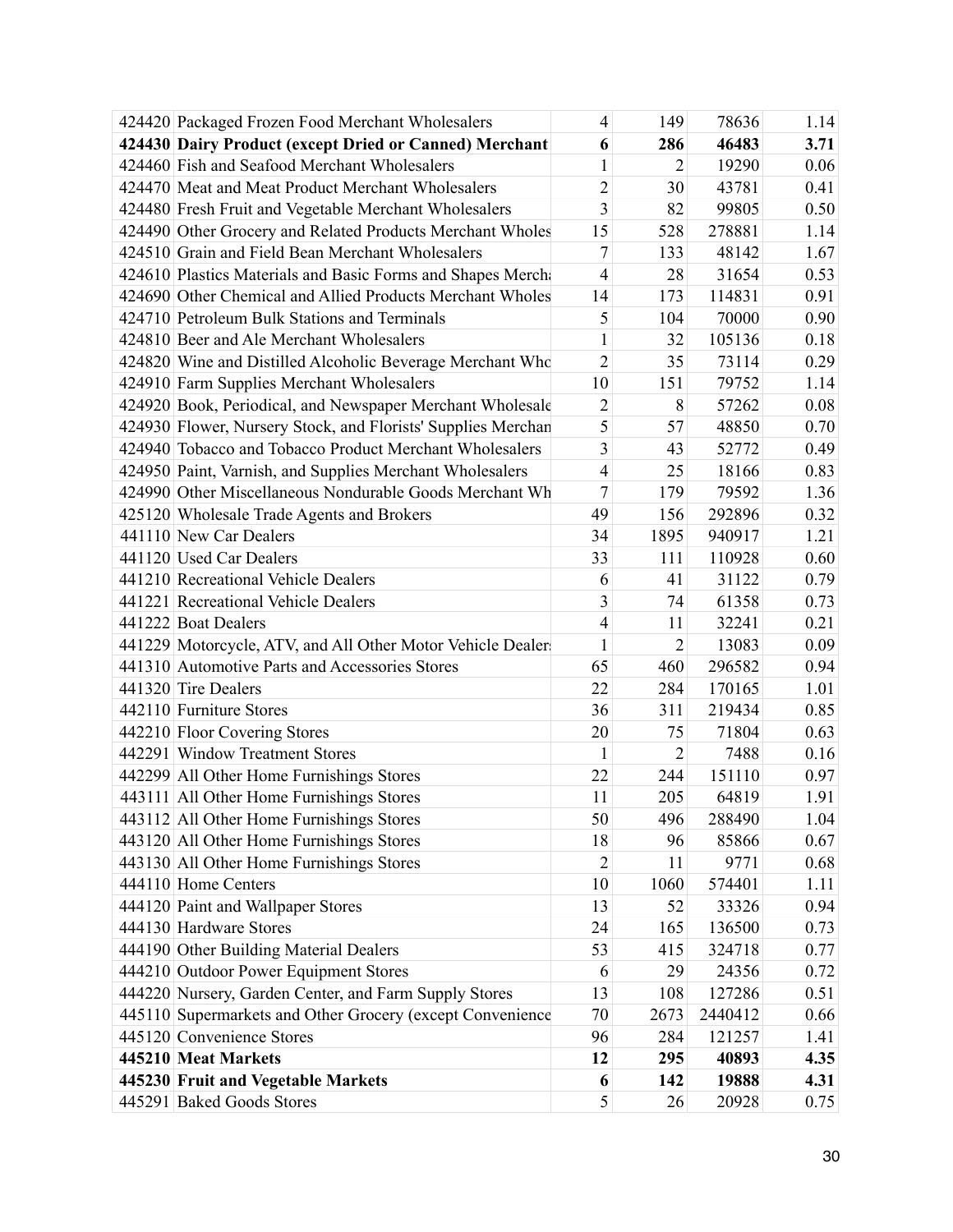| | | | | | |
|---|---|---|---|---|---|
| 424420 | Packaged Frozen Food Merchant Wholesalers | 4 | 149 | 78636 | 1.14 |
| **424430** | **Dairy Product (except Dried or Canned) Merchant** | **6** | **286** | **46483** | **3.71** |
| 424460 | Fish and Seafood Merchant Wholesalers | 1 | 2 | 19290 | 0.06 |
| 424470 | Meat and Meat Product Merchant Wholesalers | 2 | 30 | 43781 | 0.41 |
| 424480 | Fresh Fruit and Vegetable Merchant Wholesalers | 3 | 82 | 99805 | 0.50 |
| 424490 | Other Grocery and Related Products Merchant Wholes | 15 | 528 | 278881 | 1.14 |
| 424510 | Grain and Field Bean Merchant Wholesalers | 7 | 133 | 48142 | 1.67 |
| 424610 | Plastics Materials and Basic Forms and Shapes Merch | 4 | 28 | 31654 | 0.53 |
| 424690 | Other Chemical and Allied Products Merchant Wholes | 14 | 173 | 114831 | 0.91 |
| 424710 | Petroleum Bulk Stations and Terminals | 5 | 104 | 70000 | 0.90 |
| 424810 | Beer and Ale Merchant Wholesalers | 1 | 32 | 105136 | 0.18 |
| 424820 | Wine and Distilled Alcoholic Beverage Merchant Whc | 2 | 35 | 73114 | 0.29 |
| 424910 | Farm Supplies Merchant Wholesalers | 10 | 151 | 79752 | 1.14 |
| 424920 | Book, Periodical, and Newspaper Merchant Wholesale | 2 | 8 | 57262 | 0.08 |
| 424930 | Flower, Nursery Stock, and Florists' Supplies Merchan | 5 | 57 | 48850 | 0.70 |
| 424940 | Tobacco and Tobacco Product Merchant Wholesalers | 3 | 43 | 52772 | 0.49 |
| 424950 | Paint, Varnish, and Supplies Merchant Wholesalers | 4 | 25 | 18166 | 0.83 |
| 424990 | Other Miscellaneous Nondurable Goods Merchant Wh | 7 | 179 | 79592 | 1.36 |
| 425120 | Wholesale Trade Agents and Brokers | 49 | 156 | 292896 | 0.32 |
| 441110 | New Car Dealers | 34 | 1895 | 940917 | 1.21 |
| 441120 | Used Car Dealers | 33 | 111 | 110928 | 0.60 |
| 441210 | Recreational Vehicle Dealers | 6 | 41 | 31122 | 0.79 |
| 441221 | Recreational Vehicle Dealers | 3 | 74 | 61358 | 0.73 |
| 441222 | Boat Dealers | 4 | 11 | 32241 | 0.21 |
| 441229 | Motorcycle, ATV, and All Other Motor Vehicle Dealer | 1 | 2 | 13083 | 0.09 |
| 441310 | Automotive Parts and Accessories Stores | 65 | 460 | 296582 | 0.94 |
| 441320 | Tire Dealers | 22 | 284 | 170165 | 1.01 |
| 442110 | Furniture Stores | 36 | 311 | 219434 | 0.85 |
| 442210 | Floor Covering Stores | 20 | 75 | 71804 | 0.63 |
| 442291 | Window Treatment Stores | 1 | 2 | 7488 | 0.16 |
| 442299 | All Other Home Furnishings Stores | 22 | 244 | 151110 | 0.97 |
| 443111 | All Other Home Furnishings Stores | 11 | 205 | 64819 | 1.91 |
| 443112 | All Other Home Furnishings Stores | 50 | 496 | 288490 | 1.04 |
| 443120 | All Other Home Furnishings Stores | 18 | 96 | 85866 | 0.67 |
| 443130 | All Other Home Furnishings Stores | 2 | 11 | 9771 | 0.68 |
| 444110 | Home Centers | 10 | 1060 | 574401 | 1.11 |
| 444120 | Paint and Wallpaper Stores | 13 | 52 | 33326 | 0.94 |
| 444130 | Hardware Stores | 24 | 165 | 136500 | 0.73 |
| 444190 | Other Building Material Dealers | 53 | 415 | 324718 | 0.77 |
| 444210 | Outdoor Power Equipment Stores | 6 | 29 | 24356 | 0.72 |
| 444220 | Nursery, Garden Center, and Farm Supply Stores | 13 | 108 | 127286 | 0.51 |
| 445110 | Supermarkets and Other Grocery (except Convenience | 70 | 2673 | 2440412 | 0.66 |
| 445120 | Convenience Stores | 96 | 284 | 121257 | 1.41 |
| **445210** | **Meat Markets** | **12** | **295** | **40893** | **4.35** |
| **445230** | **Fruit and Vegetable Markets** | **6** | **142** | **19888** | **4.31** |
| 445291 | Baked Goods Stores | 5 | 26 | 20928 | 0.75 |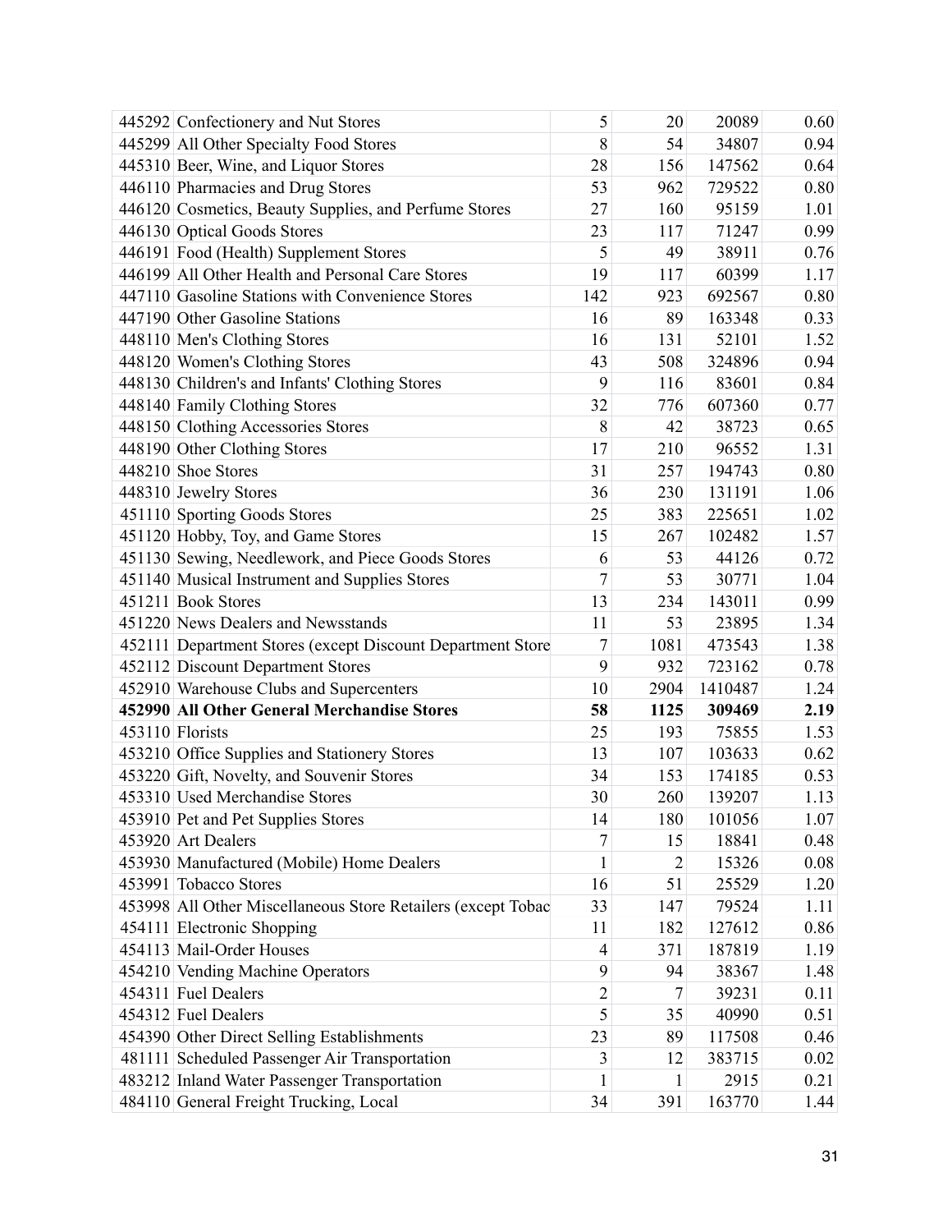| | | | | | |
|---|---|---|---|---|---|
| 445292 | Confectionery and Nut Stores | 5 | 20 | 20089 | 0.60 |
| 445299 | All Other Specialty Food Stores | 8 | 54 | 34807 | 0.94 |
| 445310 | Beer, Wine, and Liquor Stores | 28 | 156 | 147562 | 0.64 |
| 446110 | Pharmacies and Drug Stores | 53 | 962 | 729522 | 0.80 |
| 446120 | Cosmetics, Beauty Supplies, and Perfume Stores | 27 | 160 | 95159 | 1.01 |
| 446130 | Optical Goods Stores | 23 | 117 | 71247 | 0.99 |
| 446191 | Food (Health) Supplement Stores | 5 | 49 | 38911 | 0.76 |
| 446199 | All Other Health and Personal Care Stores | 19 | 117 | 60399 | 1.17 |
| 447110 | Gasoline Stations with Convenience Stores | 142 | 923 | 692567 | 0.80 |
| 447190 | Other Gasoline Stations | 16 | 89 | 163348 | 0.33 |
| 448110 | Men's Clothing Stores | 16 | 131 | 52101 | 1.52 |
| 448120 | Women's Clothing Stores | 43 | 508 | 324896 | 0.94 |
| 448130 | Children's and Infants' Clothing Stores | 9 | 116 | 83601 | 0.84 |
| 448140 | Family Clothing Stores | 32 | 776 | 607360 | 0.77 |
| 448150 | Clothing Accessories Stores | 8 | 42 | 38723 | 0.65 |
| 448190 | Other Clothing Stores | 17 | 210 | 96552 | 1.31 |
| 448210 | Shoe Stores | 31 | 257 | 194743 | 0.80 |
| 448310 | Jewelry Stores | 36 | 230 | 131191 | 1.06 |
| 451110 | Sporting Goods Stores | 25 | 383 | 225651 | 1.02 |
| 451120 | Hobby, Toy, and Game Stores | 15 | 267 | 102482 | 1.57 |
| 451130 | Sewing, Needlework, and Piece Goods Stores | 6 | 53 | 44126 | 0.72 |
| 451140 | Musical Instrument and Supplies Stores | 7 | 53 | 30771 | 1.04 |
| 451211 | Book Stores | 13 | 234 | 143011 | 0.99 |
| 451220 | News Dealers and Newsstands | 11 | 53 | 23895 | 1.34 |
| 452111 | Department Stores (except Discount Department Store | 7 | 1081 | 473543 | 1.38 |
| 452112 | Discount Department Stores | 9 | 932 | 723162 | 0.78 |
| 452910 | Warehouse Clubs and Supercenters | 10 | 2904 | 1410487 | 1.24 |
| **452990** | **All Other General Merchandise Stores** | **58** | **1125** | **309469** | **2.19** |
| 453110 | Florists | 25 | 193 | 75855 | 1.53 |
| 453210 | Office Supplies and Stationery Stores | 13 | 107 | 103633 | 0.62 |
| 453220 | Gift, Novelty, and Souvenir Stores | 34 | 153 | 174185 | 0.53 |
| 453310 | Used Merchandise Stores | 30 | 260 | 139207 | 1.13 |
| 453910 | Pet and Pet Supplies Stores | 14 | 180 | 101056 | 1.07 |
| 453920 | Art Dealers | 7 | 15 | 18841 | 0.48 |
| 453930 | Manufactured (Mobile) Home Dealers | 1 | 2 | 15326 | 0.08 |
| 453991 | Tobacco Stores | 16 | 51 | 25529 | 1.20 |
| 453998 | All Other Miscellaneous Store Retailers (except Tobac | 33 | 147 | 79524 | 1.11 |
| 454111 | Electronic Shopping | 11 | 182 | 127612 | 0.86 |
| 454113 | Mail-Order Houses | 4 | 371 | 187819 | 1.19 |
| 454210 | Vending Machine Operators | 9 | 94 | 38367 | 1.48 |
| 454311 | Fuel Dealers | 2 | 7 | 39231 | 0.11 |
| 454312 | Fuel Dealers | 5 | 35 | 40990 | 0.51 |
| 454390 | Other Direct Selling Establishments | 23 | 89 | 117508 | 0.46 |
| 481111 | Scheduled Passenger Air Transportation | 3 | 12 | 383715 | 0.02 |
| 483212 | Inland Water Passenger Transportation | 1 | 1 | 2915 | 0.21 |
| 484110 | General Freight Trucking, Local | 34 | 391 | 163770 | 1.44 |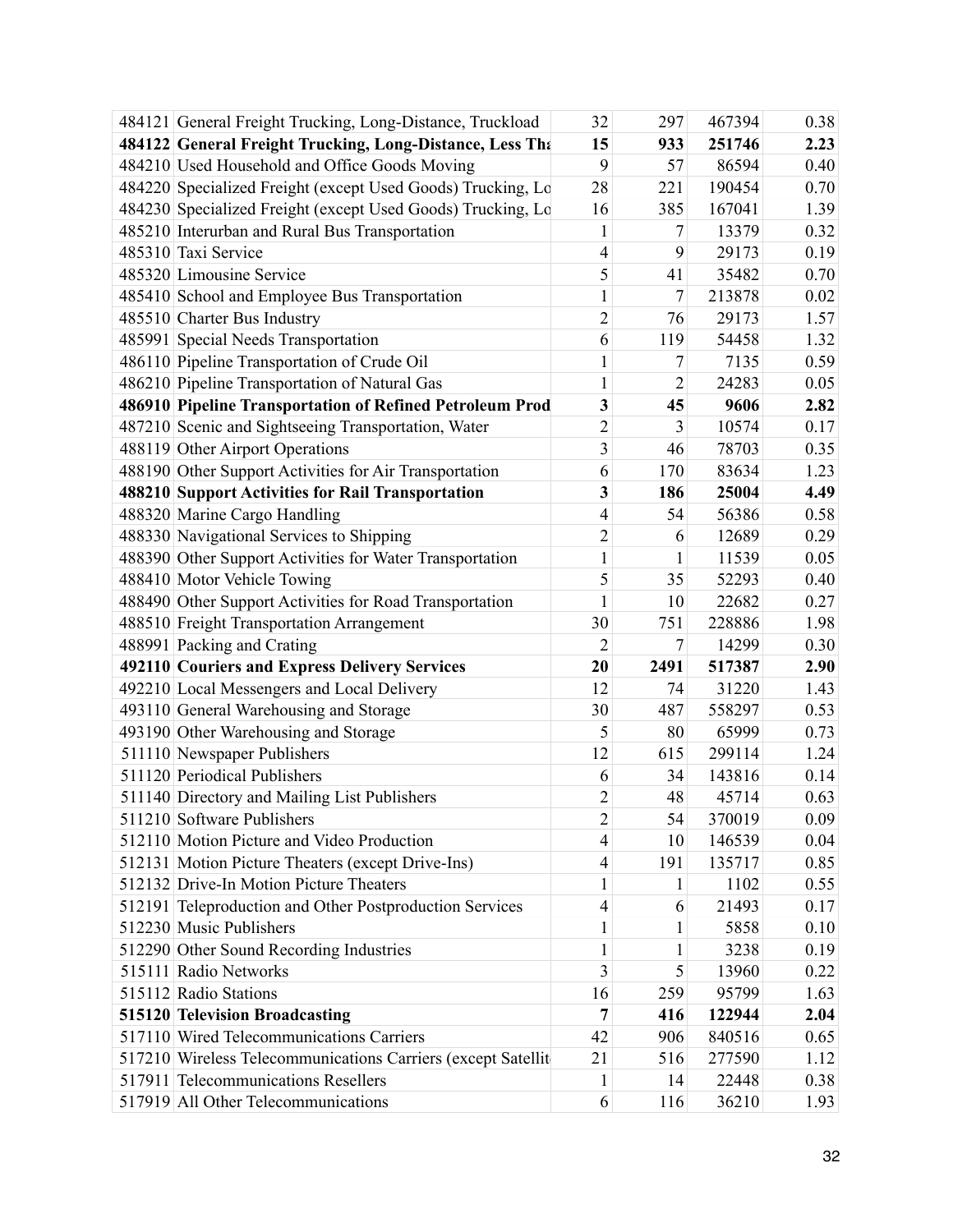| | | | | | |
|---|---|---|---|---|---|
| 484121 | General Freight Trucking, Long-Distance, Truckload | 32 | 297 | 467394 | 0.38 |
| **484122** | **General Freight Trucking, Long-Distance, Less Tha** | **15** | **933** | **251746** | **2.23** |
| 484210 | Used Household and Office Goods Moving | 9 | 57 | 86594 | 0.40 |
| 484220 | Specialized Freight (except Used Goods) Trucking, Lo | 28 | 221 | 190454 | 0.70 |
| 484230 | Specialized Freight (except Used Goods) Trucking, Lo | 16 | 385 | 167041 | 1.39 |
| 485210 | Interurban and Rural Bus Transportation | 1 | 7 | 13379 | 0.32 |
| 485310 | Taxi Service | 4 | 9 | 29173 | 0.19 |
| 485320 | Limousine Service | 5 | 41 | 35482 | 0.70 |
| 485410 | School and Employee Bus Transportation | 1 | 7 | 213878 | 0.02 |
| 485510 | Charter Bus Industry | 2 | 76 | 29173 | 1.57 |
| 485991 | Special Needs Transportation | 6 | 119 | 54458 | 1.32 |
| 486110 | Pipeline Transportation of Crude Oil | 1 | 7 | 7135 | 0.59 |
| 486210 | Pipeline Transportation of Natural Gas | 1 | 2 | 24283 | 0.05 |
| **486910** | **Pipeline Transportation of Refined Petroleum Prod** | **3** | **45** | **9606** | **2.82** |
| 487210 | Scenic and Sightseeing Transportation, Water | 2 | 3 | 10574 | 0.17 |
| 488119 | Other Airport Operations | 3 | 46 | 78703 | 0.35 |
| 488190 | Other Support Activities for Air Transportation | 6 | 170 | 83634 | 1.23 |
| **488210** | **Support Activities for Rail Transportation** | **3** | **186** | **25004** | **4.49** |
| 488320 | Marine Cargo Handling | 4 | 54 | 56386 | 0.58 |
| 488330 | Navigational Services to Shipping | 2 | 6 | 12689 | 0.29 |
| 488390 | Other Support Activities for Water Transportation | 1 | 1 | 11539 | 0.05 |
| 488410 | Motor Vehicle Towing | 5 | 35 | 52293 | 0.40 |
| 488490 | Other Support Activities for Road Transportation | 1 | 10 | 22682 | 0.27 |
| 488510 | Freight Transportation Arrangement | 30 | 751 | 228886 | 1.98 |
| 488991 | Packing and Crating | 2 | 7 | 14299 | 0.30 |
| **492110** | **Couriers and Express Delivery Services** | **20** | **2491** | **517387** | **2.90** |
| 492210 | Local Messengers and Local Delivery | 12 | 74 | 31220 | 1.43 |
| 493110 | General Warehousing and Storage | 30 | 487 | 558297 | 0.53 |
| 493190 | Other Warehousing and Storage | 5 | 80 | 65999 | 0.73 |
| 511110 | Newspaper Publishers | 12 | 615 | 299114 | 1.24 |
| 511120 | Periodical Publishers | 6 | 34 | 143816 | 0.14 |
| 511140 | Directory and Mailing List Publishers | 2 | 48 | 45714 | 0.63 |
| 511210 | Software Publishers | 2 | 54 | 370019 | 0.09 |
| 512110 | Motion Picture and Video Production | 4 | 10 | 146539 | 0.04 |
| 512131 | Motion Picture Theaters (except Drive-Ins) | 4 | 191 | 135717 | 0.85 |
| 512132 | Drive-In Motion Picture Theaters | 1 | 1 | 1102 | 0.55 |
| 512191 | Teleproduction and Other Postproduction Services | 4 | 6 | 21493 | 0.17 |
| 512230 | Music Publishers | 1 | 1 | 5858 | 0.10 |
| 512290 | Other Sound Recording Industries | 1 | 1 | 3238 | 0.19 |
| 515111 | Radio Networks | 3 | 5 | 13960 | 0.22 |
| 515112 | Radio Stations | 16 | 259 | 95799 | 1.63 |
| **515120** | **Television Broadcasting** | **7** | **416** | **122944** | **2.04** |
| 517110 | Wired Telecommunications Carriers | 42 | 906 | 840516 | 0.65 |
| 517210 | Wireless Telecommunications Carriers (except Satellit | 21 | 516 | 277590 | 1.12 |
| 517911 | Telecommunications Resellers | 1 | 14 | 22448 | 0.38 |
| 517919 | All Other Telecommunications | 6 | 116 | 36210 | 1.93 |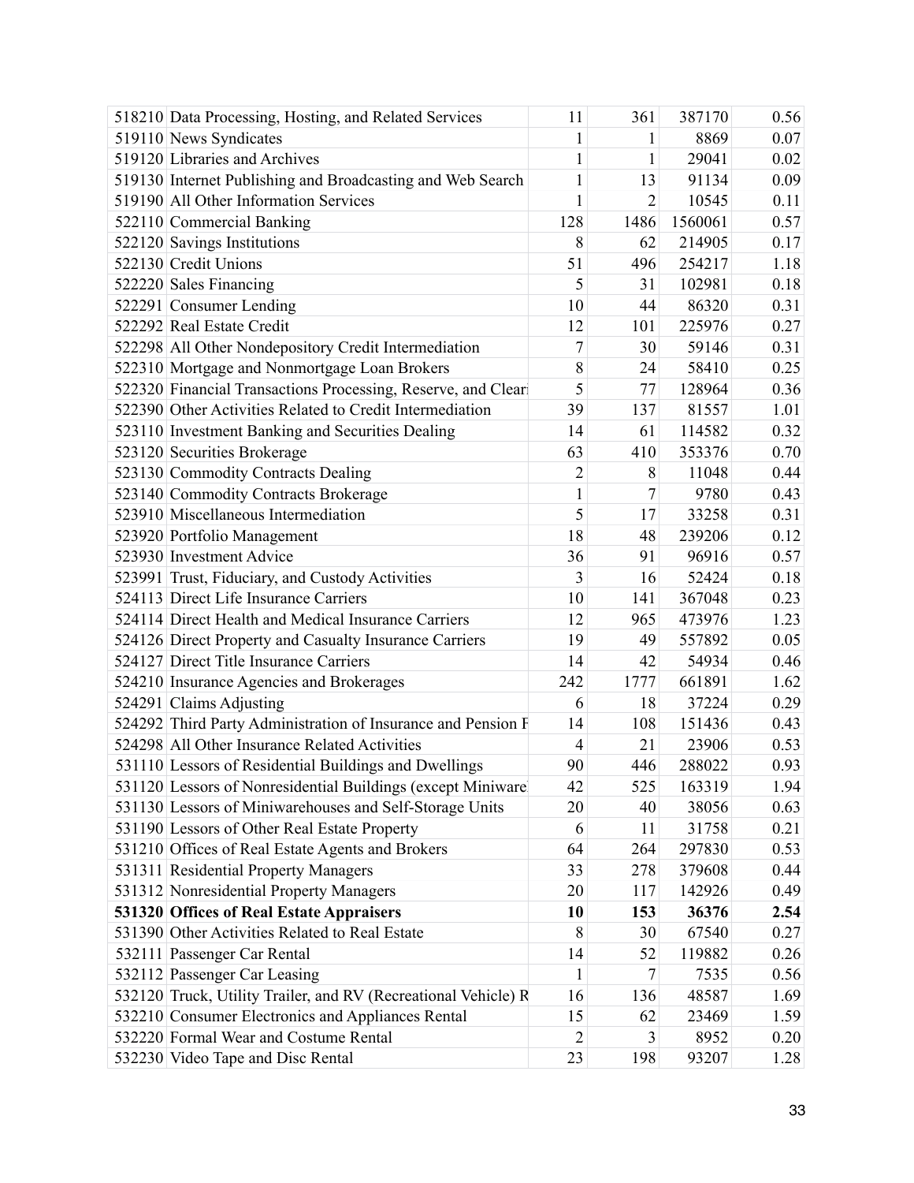| | | | | | |
|---|---|---|---|---|---|
| 518210 | Data Processing, Hosting, and Related Services | 11 | 361 | 387170 | 0.56 |
| 519110 | News Syndicates | 1 | 1 | 8869 | 0.07 |
| 519120 | Libraries and Archives | 1 | 1 | 29041 | 0.02 |
| 519130 | Internet Publishing and Broadcasting and Web Search | 1 | 13 | 91134 | 0.09 |
| 519190 | All Other Information Services | 1 | 2 | 10545 | 0.11 |
| 522110 | Commercial Banking | 128 | 1486 | 1560061 | 0.57 |
| 522120 | Savings Institutions | 8 | 62 | 214905 | 0.17 |
| 522130 | Credit Unions | 51 | 496 | 254217 | 1.18 |
| 522220 | Sales Financing | 5 | 31 | 102981 | 0.18 |
| 522291 | Consumer Lending | 10 | 44 | 86320 | 0.31 |
| 522292 | Real Estate Credit | 12 | 101 | 225976 | 0.27 |
| 522298 | All Other Nondepository Credit Intermediation | 7 | 30 | 59146 | 0.31 |
| 522310 | Mortgage and Nonmortgage Loan Brokers | 8 | 24 | 58410 | 0.25 |
| 522320 | Financial Transactions Processing, Reserve, and Clear | 5 | 77 | 128964 | 0.36 |
| 522390 | Other Activities Related to Credit Intermediation | 39 | 137 | 81557 | 1.01 |
| 523110 | Investment Banking and Securities Dealing | 14 | 61 | 114582 | 0.32 |
| 523120 | Securities Brokerage | 63 | 410 | 353376 | 0.70 |
| 523130 | Commodity Contracts Dealing | 2 | 8 | 11048 | 0.44 |
| 523140 | Commodity Contracts Brokerage | 1 | 7 | 9780 | 0.43 |
| 523910 | Miscellaneous Intermediation | 5 | 17 | 33258 | 0.31 |
| 523920 | Portfolio Management | 18 | 48 | 239206 | 0.12 |
| 523930 | Investment Advice | 36 | 91 | 96916 | 0.57 |
| 523991 | Trust, Fiduciary, and Custody Activities | 3 | 16 | 52424 | 0.18 |
| 524113 | Direct Life Insurance Carriers | 10 | 141 | 367048 | 0.23 |
| 524114 | Direct Health and Medical Insurance Carriers | 12 | 965 | 473976 | 1.23 |
| 524126 | Direct Property and Casualty Insurance Carriers | 19 | 49 | 557892 | 0.05 |
| 524127 | Direct Title Insurance Carriers | 14 | 42 | 54934 | 0.46 |
| 524210 | Insurance Agencies and Brokerages | 242 | 1777 | 661891 | 1.62 |
| 524291 | Claims Adjusting | 6 | 18 | 37224 | 0.29 |
| 524292 | Third Party Administration of Insurance and Pension F | 14 | 108 | 151436 | 0.43 |
| 524298 | All Other Insurance Related Activities | 4 | 21 | 23906 | 0.53 |
| 531110 | Lessors of Residential Buildings and Dwellings | 90 | 446 | 288022 | 0.93 |
| 531120 | Lessors of Nonresidential Buildings (except Miniware | 42 | 525 | 163319 | 1.94 |
| 531130 | Lessors of Miniwarehouses and Self-Storage Units | 20 | 40 | 38056 | 0.63 |
| 531190 | Lessors of Other Real Estate Property | 6 | 11 | 31758 | 0.21 |
| 531210 | Offices of Real Estate Agents and Brokers | 64 | 264 | 297830 | 0.53 |
| 531311 | Residential Property Managers | 33 | 278 | 379608 | 0.44 |
| 531312 | Nonresidential Property Managers | 20 | 117 | 142926 | 0.49 |
| **531320** | **Offices of Real Estate Appraisers** | **10** | **153** | **36376** | **2.54** |
| 531390 | Other Activities Related to Real Estate | 8 | 30 | 67540 | 0.27 |
| 532111 | Passenger Car Rental | 14 | 52 | 119882 | 0.26 |
| 532112 | Passenger Car Leasing | 1 | 7 | 7535 | 0.56 |
| 532120 | Truck, Utility Trailer, and RV (Recreational Vehicle) R | 16 | 136 | 48587 | 1.69 |
| 532210 | Consumer Electronics and Appliances Rental | 15 | 62 | 23469 | 1.59 |
| 532220 | Formal Wear and Costume Rental | 2 | 3 | 8952 | 0.20 |
| 532230 | Video Tape and Disc Rental | 23 | 198 | 93207 | 1.28 |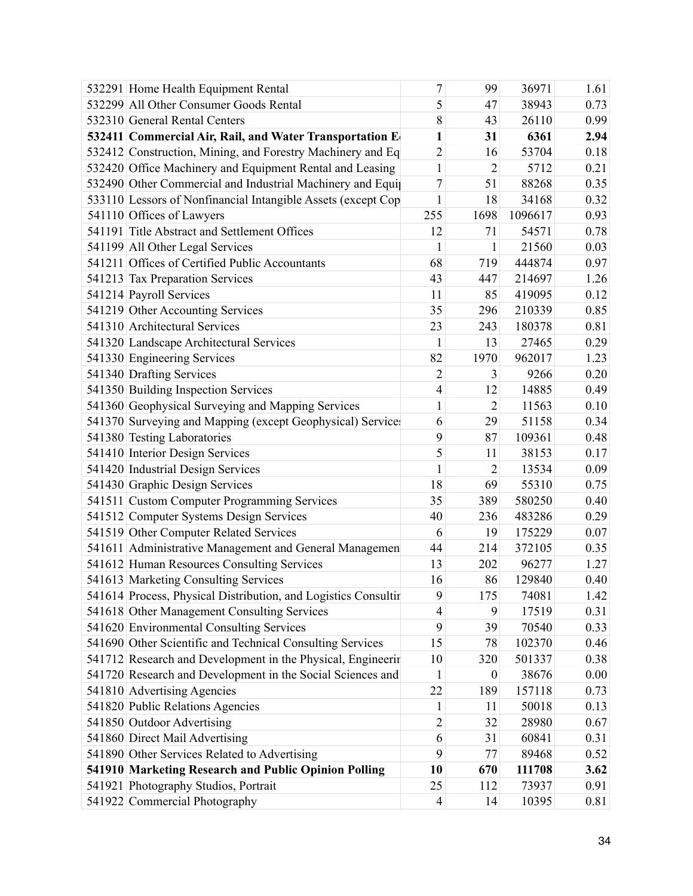| | | | | | |
|---|---|---|---|---|---|
| 532291 | Home Health Equipment Rental | 7 | 99 | 36971 | 1.61 |
| 532299 | All Other Consumer Goods Rental | 5 | 47 | 38943 | 0.73 |
| 532310 | General Rental Centers | 8 | 43 | 26110 | 0.99 |
| **532411** | **Commercial Air, Rail, and Water Transportation E** | **1** | **31** | **6361** | **2.94** |
| 532412 | Construction, Mining, and Forestry Machinery and Eq | 2 | 16 | 53704 | 0.18 |
| 532420 | Office Machinery and Equipment Rental and Leasing | 1 | 2 | 5712 | 0.21 |
| 532490 | Other Commercial and Industrial Machinery and Equi | 7 | 51 | 88268 | 0.35 |
| 533110 | Lessors of Nonfinancial Intangible Assets (except Cop | 1 | 18 | 34168 | 0.32 |
| 541110 | Offices of Lawyers | 255 | 1698 | 1096617 | 0.93 |
| 541191 | Title Abstract and Settlement Offices | 12 | 71 | 54571 | 0.78 |
| 541199 | All Other Legal Services | 1 | 1 | 21560 | 0.03 |
| 541211 | Offices of Certified Public Accountants | 68 | 719 | 444874 | 0.97 |
| 541213 | Tax Preparation Services | 43 | 447 | 214697 | 1.26 |
| 541214 | Payroll Services | 11 | 85 | 419095 | 0.12 |
| 541219 | Other Accounting Services | 35 | 296 | 210339 | 0.85 |
| 541310 | Architectural Services | 23 | 243 | 180378 | 0.81 |
| 541320 | Landscape Architectural Services | 1 | 13 | 27465 | 0.29 |
| 541330 | Engineering Services | 82 | 1970 | 962017 | 1.23 |
| 541340 | Drafting Services | 2 | 3 | 9266 | 0.20 |
| 541350 | Building Inspection Services | 4 | 12 | 14885 | 0.49 |
| 541360 | Geophysical Surveying and Mapping Services | 1 | 2 | 11563 | 0.10 |
| 541370 | Surveying and Mapping (except Geophysical) Service | 6 | 29 | 51158 | 0.34 |
| 541380 | Testing Laboratories | 9 | 87 | 109361 | 0.48 |
| 541410 | Interior Design Services | 5 | 11 | 38153 | 0.17 |
| 541420 | Industrial Design Services | 1 | 2 | 13534 | 0.09 |
| 541430 | Graphic Design Services | 18 | 69 | 55310 | 0.75 |
| 541511 | Custom Computer Programming Services | 35 | 389 | 580250 | 0.40 |
| 541512 | Computer Systems Design Services | 40 | 236 | 483286 | 0.29 |
| 541519 | Other Computer Related Services | 6 | 19 | 175229 | 0.07 |
| 541611 | Administrative Management and General Managemen | 44 | 214 | 372105 | 0.35 |
| 541612 | Human Resources Consulting Services | 13 | 202 | 96277 | 1.27 |
| 541613 | Marketing Consulting Services | 16 | 86 | 129840 | 0.40 |
| 541614 | Process, Physical Distribution, and Logistics Consultir | 9 | 175 | 74081 | 1.42 |
| 541618 | Other Management Consulting Services | 4 | 9 | 17519 | 0.31 |
| 541620 | Environmental Consulting Services | 9 | 39 | 70540 | 0.33 |
| 541690 | Other Scientific and Technical Consulting Services | 15 | 78 | 102370 | 0.46 |
| 541712 | Research and Development in the Physical, Engineerir | 10 | 320 | 501337 | 0.38 |
| 541720 | Research and Development in the Social Sciences and | 1 | 0 | 38676 | 0.00 |
| 541810 | Advertising Agencies | 22 | 189 | 157118 | 0.73 |
| 541820 | Public Relations Agencies | 1 | 11 | 50018 | 0.13 |
| 541850 | Outdoor Advertising | 2 | 32 | 28980 | 0.67 |
| 541860 | Direct Mail Advertising | 6 | 31 | 60841 | 0.31 |
| 541890 | Other Services Related to Advertising | 9 | 77 | 89468 | 0.52 |
| **541910** | **Marketing Research and Public Opinion Polling** | **10** | **670** | **111708** | **3.62** |
| 541921 | Photography Studios, Portrait | 25 | 112 | 73937 | 0.91 |
| 541922 | Commercial Photography | 4 | 14 | 10395 | 0.81 |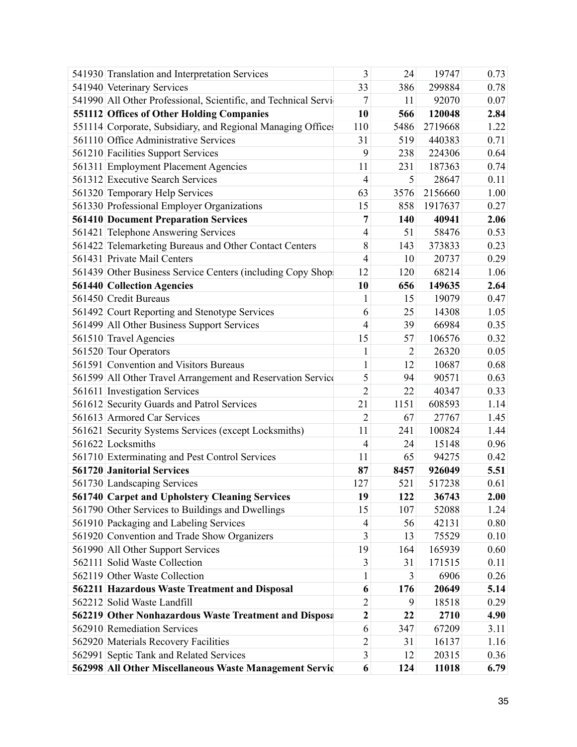| | | | | | |
|---|---|---|---|---|---|
| 541930 | Translation and Interpretation Services | 3 | 24 | 19747 | 0.73 |
| 541940 | Veterinary Services | 33 | 386 | 299884 | 0.78 |
| 541990 | All Other Professional, Scientific, and Technical Servi | 7 | 11 | 92070 | 0.07 |
| **551112** | **Offices of Other Holding Companies** | **10** | **566** | **120048** | **2.84** |
| 551114 | Corporate, Subsidiary, and Regional Managing Offices | 110 | 5486 | 2719668 | 1.22 |
| 561110 | Office Administrative Services | 31 | 519 | 440383 | 0.71 |
| 561210 | Facilities Support Services | 9 | 238 | 224306 | 0.64 |
| 561311 | Employment Placement Agencies | 11 | 231 | 187363 | 0.74 |
| 561312 | Executive Search Services | 4 | 5 | 28647 | 0.11 |
| 561320 | Temporary Help Services | 63 | 3576 | 2156660 | 1.00 |
| 561330 | Professional Employer Organizations | 15 | 858 | 1917637 | 0.27 |
| **561410** | **Document Preparation Services** | **7** | **140** | **40941** | **2.06** |
| 561421 | Telephone Answering Services | 4 | 51 | 58476 | 0.53 |
| 561422 | Telemarketing Bureaus and Other Contact Centers | 8 | 143 | 373833 | 0.23 |
| 561431 | Private Mail Centers | 4 | 10 | 20737 | 0.29 |
| 561439 | Other Business Service Centers (including Copy Shop: | 12 | 120 | 68214 | 1.06 |
| **561440** | **Collection Agencies** | **10** | **656** | **149635** | **2.64** |
| 561450 | Credit Bureaus | 1 | 15 | 19079 | 0.47 |
| 561492 | Court Reporting and Stenotype Services | 6 | 25 | 14308 | 1.05 |
| 561499 | All Other Business Support Services | 4 | 39 | 66984 | 0.35 |
| 561510 | Travel Agencies | 15 | 57 | 106576 | 0.32 |
| 561520 | Tour Operators | 1 | 2 | 26320 | 0.05 |
| 561591 | Convention and Visitors Bureaus | 1 | 12 | 10687 | 0.68 |
| 561599 | All Other Travel Arrangement and Reservation Servic | 5 | 94 | 90571 | 0.63 |
| 561611 | Investigation Services | 2 | 22 | 40347 | 0.33 |
| 561612 | Security Guards and Patrol Services | 21 | 1151 | 608593 | 1.14 |
| 561613 | Armored Car Services | 2 | 67 | 27767 | 1.45 |
| 561621 | Security Systems Services (except Locksmiths) | 11 | 241 | 100824 | 1.44 |
| 561622 | Locksmiths | 4 | 24 | 15148 | 0.96 |
| 561710 | Exterminating and Pest Control Services | 11 | 65 | 94275 | 0.42 |
| **561720** | **Janitorial Services** | **87** | **8457** | **926049** | **5.51** |
| 561730 | Landscaping Services | 127 | 521 | 517238 | 0.61 |
| **561740** | **Carpet and Upholstery Cleaning Services** | **19** | **122** | **36743** | **2.00** |
| 561790 | Other Services to Buildings and Dwellings | 15 | 107 | 52088 | 1.24 |
| 561910 | Packaging and Labeling Services | 4 | 56 | 42131 | 0.80 |
| 561920 | Convention and Trade Show Organizers | 3 | 13 | 75529 | 0.10 |
| 561990 | All Other Support Services | 19 | 164 | 165939 | 0.60 |
| 562111 | Solid Waste Collection | 3 | 31 | 171515 | 0.11 |
| 562119 | Other Waste Collection | 1 | 3 | 6906 | 0.26 |
| **562211** | **Hazardous Waste Treatment and Disposal** | **6** | **176** | **20649** | **5.14** |
| 562212 | Solid Waste Landfill | 2 | 9 | 18518 | 0.29 |
| **562219** | **Other Nonhazardous Waste Treatment and Disposa** | **2** | **22** | **2710** | **4.90** |
| 562910 | Remediation Services | 6 | 347 | 67209 | 3.11 |
| 562920 | Materials Recovery Facilities | 2 | 31 | 16137 | 1.16 |
| 562991 | Septic Tank and Related Services | 3 | 12 | 20315 | 0.36 |
| **562998** | **All Other Miscellaneous Waste Management Servic** | **6** | **124** | **11018** | **6.79** |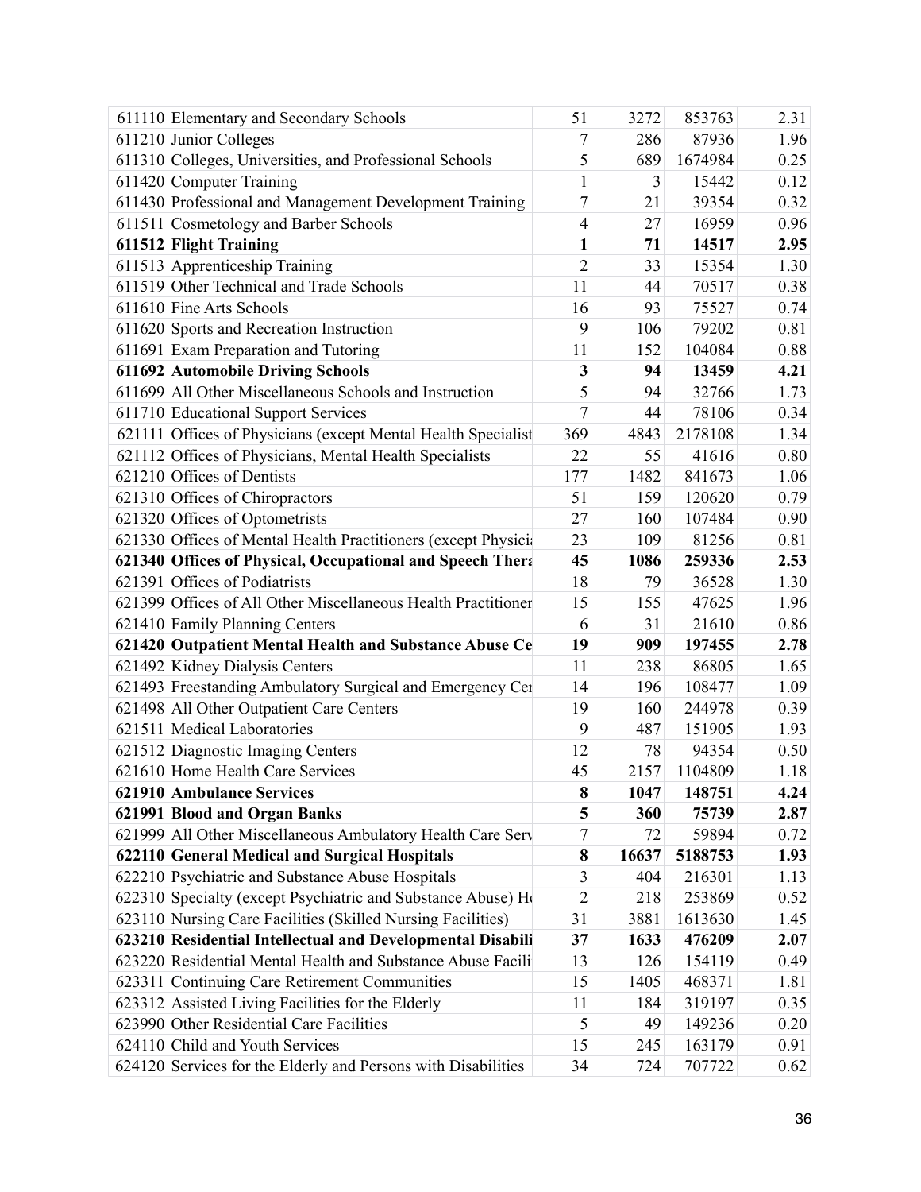| | | | | | |
|---|---|---|---|---|---|
| 611110 | Elementary and Secondary Schools | 51 | 3272 | 853763 | 2.31 |
| 611210 | Junior Colleges | 7 | 286 | 87936 | 1.96 |
| 611310 | Colleges, Universities, and Professional Schools | 5 | 689 | 1674984 | 0.25 |
| 611420 | Computer Training | 1 | 3 | 15442 | 0.12 |
| 611430 | Professional and Management Development Training | 7 | 21 | 39354 | 0.32 |
| 611511 | Cosmetology and Barber Schools | 4 | 27 | 16959 | 0.96 |
| **611512** | **Flight Training** | **1** | **71** | **14517** | **2.95** |
| 611513 | Apprenticeship Training | 2 | 33 | 15354 | 1.30 |
| 611519 | Other Technical and Trade Schools | 11 | 44 | 70517 | 0.38 |
| 611610 | Fine Arts Schools | 16 | 93 | 75527 | 0.74 |
| 611620 | Sports and Recreation Instruction | 9 | 106 | 79202 | 0.81 |
| 611691 | Exam Preparation and Tutoring | 11 | 152 | 104084 | 0.88 |
| **611692** | **Automobile Driving Schools** | **3** | **94** | **13459** | **4.21** |
| 611699 | All Other Miscellaneous Schools and Instruction | 5 | 94 | 32766 | 1.73 |
| 611710 | Educational Support Services | 7 | 44 | 78106 | 0.34 |
| 621111 | Offices of Physicians (except Mental Health Specialist | 369 | 4843 | 2178108 | 1.34 |
| 621112 | Offices of Physicians, Mental Health Specialists | 22 | 55 | 41616 | 0.80 |
| 621210 | Offices of Dentists | 177 | 1482 | 841673 | 1.06 |
| 621310 | Offices of Chiropractors | 51 | 159 | 120620 | 0.79 |
| 621320 | Offices of Optometrists | 27 | 160 | 107484 | 0.90 |
| 621330 | Offices of Mental Health Practitioners (except Physicia | 23 | 109 | 81256 | 0.81 |
| **621340** | **Offices of Physical, Occupational and Speech Thera** | **45** | **1086** | **259336** | **2.53** |
| 621391 | Offices of Podiatrists | 18 | 79 | 36528 | 1.30 |
| 621399 | Offices of All Other Miscellaneous Health Practitioner | 15 | 155 | 47625 | 1.96 |
| 621410 | Family Planning Centers | 6 | 31 | 21610 | 0.86 |
| **621420** | **Outpatient Mental Health and Substance Abuse Ce** | **19** | **909** | **197455** | **2.78** |
| 621492 | Kidney Dialysis Centers | 11 | 238 | 86805 | 1.65 |
| 621493 | Freestanding Ambulatory Surgical and Emergency Cer | 14 | 196 | 108477 | 1.09 |
| 621498 | All Other Outpatient Care Centers | 19 | 160 | 244978 | 0.39 |
| 621511 | Medical Laboratories | 9 | 487 | 151905 | 1.93 |
| 621512 | Diagnostic Imaging Centers | 12 | 78 | 94354 | 0.50 |
| 621610 | Home Health Care Services | 45 | 2157 | 1104809 | 1.18 |
| **621910** | **Ambulance Services** | **8** | **1047** | **148751** | **4.24** |
| **621991** | **Blood and Organ Banks** | **5** | **360** | **75739** | **2.87** |
| 621999 | All Other Miscellaneous Ambulatory Health Care Serv | 7 | 72 | 59894 | 0.72 |
| **622110** | **General Medical and Surgical Hospitals** | **8** | **16637** | **5188753** | **1.93** |
| 622210 | Psychiatric and Substance Abuse Hospitals | 3 | 404 | 216301 | 1.13 |
| 622310 | Specialty (except Psychiatric and Substance Abuse) Ho | 2 | 218 | 253869 | 0.52 |
| 623110 | Nursing Care Facilities (Skilled Nursing Facilities) | 31 | 3881 | 1613630 | 1.45 |
| **623210** | **Residential Intellectual and Developmental Disabili** | **37** | **1633** | **476209** | **2.07** |
| 623220 | Residential Mental Health and Substance Abuse Facili | 13 | 126 | 154119 | 0.49 |
| 623311 | Continuing Care Retirement Communities | 15 | 1405 | 468371 | 1.81 |
| 623312 | Assisted Living Facilities for the Elderly | 11 | 184 | 319197 | 0.35 |
| 623990 | Other Residential Care Facilities | 5 | 49 | 149236 | 0.20 |
| 624110 | Child and Youth Services | 15 | 245 | 163179 | 0.91 |
| 624120 | Services for the Elderly and Persons with Disabilities | 34 | 724 | 707722 | 0.62 |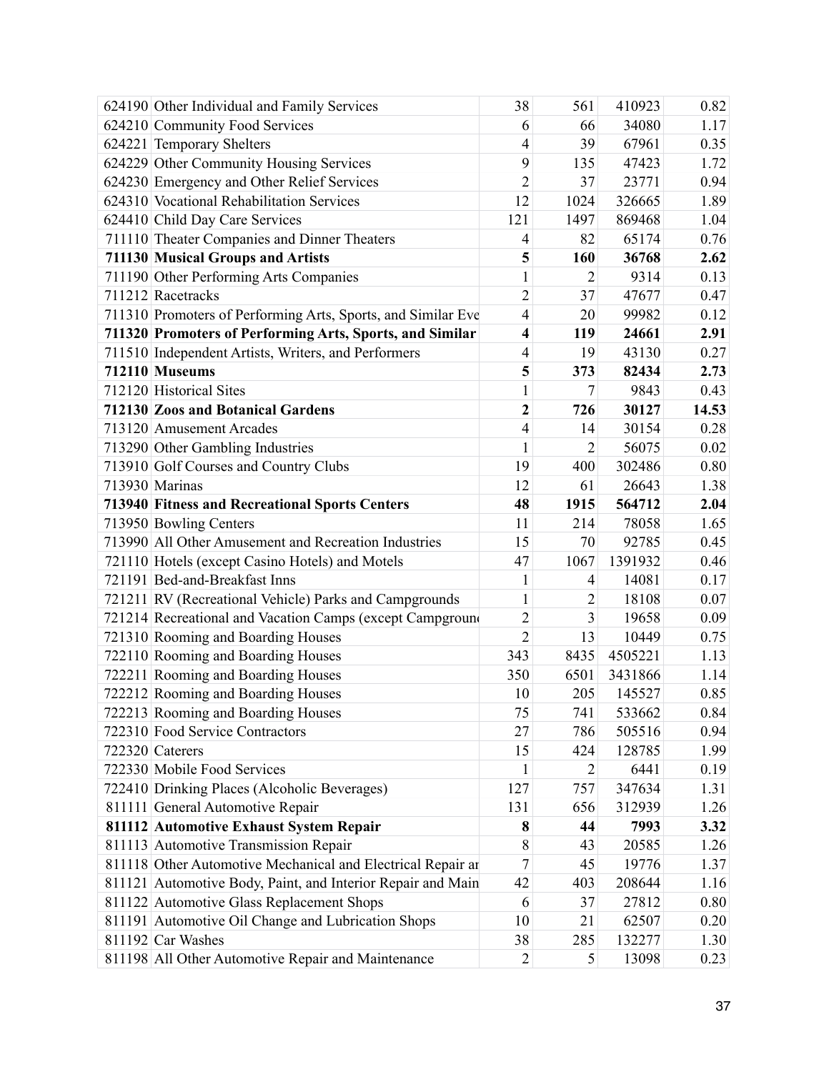| | | | | | |
|---|---|---|---|---|---|
| 624190 | Other Individual and Family Services | 38 | 561 | 410923 | 0.82 |
| 624210 | Community Food Services | 6 | 66 | 34080 | 1.17 |
| 624221 | Temporary Shelters | 4 | 39 | 67961 | 0.35 |
| 624229 | Other Community Housing Services | 9 | 135 | 47423 | 1.72 |
| 624230 | Emergency and Other Relief Services | 2 | 37 | 23771 | 0.94 |
| 624310 | Vocational Rehabilitation Services | 12 | 1024 | 326665 | 1.89 |
| 624410 | Child Day Care Services | 121 | 1497 | 869468 | 1.04 |
| 711110 | Theater Companies and Dinner Theaters | 4 | 82 | 65174 | 0.76 |
| **711130** | **Musical Groups and Artists** | **5** | **160** | **36768** | **2.62** |
| 711190 | Other Performing Arts Companies | 1 | 2 | 9314 | 0.13 |
| 711212 | Racetracks | 2 | 37 | 47677 | 0.47 |
| 711310 | Promoters of Performing Arts, Sports, and Similar Eve | 4 | 20 | 99982 | 0.12 |
| **711320** | **Promoters of Performing Arts, Sports, and Similar** | **4** | **119** | **24661** | **2.91** |
| 711510 | Independent Artists, Writers, and Performers | 4 | 19 | 43130 | 0.27 |
| **712110** | **Museums** | **5** | **373** | **82434** | **2.73** |
| 712120 | Historical Sites | 1 | 7 | 9843 | 0.43 |
| **712130** | **Zoos and Botanical Gardens** | **2** | **726** | **30127** | **14.53** |
| 713120 | Amusement Arcades | 4 | 14 | 30154 | 0.28 |
| 713290 | Other Gambling Industries | 1 | 2 | 56075 | 0.02 |
| 713910 | Golf Courses and Country Clubs | 19 | 400 | 302486 | 0.80 |
| 713930 | Marinas | 12 | 61 | 26643 | 1.38 |
| **713940** | **Fitness and Recreational Sports Centers** | **48** | **1915** | **564712** | **2.04** |
| 713950 | Bowling Centers | 11 | 214 | 78058 | 1.65 |
| 713990 | All Other Amusement and Recreation Industries | 15 | 70 | 92785 | 0.45 |
| 721110 | Hotels (except Casino Hotels) and Motels | 47 | 1067 | 1391932 | 0.46 |
| 721191 | Bed-and-Breakfast Inns | 1 | 4 | 14081 | 0.17 |
| 721211 | RV (Recreational Vehicle) Parks and Campgrounds | 1 | 2 | 18108 | 0.07 |
| 721214 | Recreational and Vacation Camps (except Campgroun | 2 | 3 | 19658 | 0.09 |
| 721310 | Rooming and Boarding Houses | 2 | 13 | 10449 | 0.75 |
| 722110 | Rooming and Boarding Houses | 343 | 8435 | 4505221 | 1.13 |
| 722211 | Rooming and Boarding Houses | 350 | 6501 | 3431866 | 1.14 |
| 722212 | Rooming and Boarding Houses | 10 | 205 | 145527 | 0.85 |
| 722213 | Rooming and Boarding Houses | 75 | 741 | 533662 | 0.84 |
| 722310 | Food Service Contractors | 27 | 786 | 505516 | 0.94 |
| 722320 | Caterers | 15 | 424 | 128785 | 1.99 |
| 722330 | Mobile Food Services | 1 | 2 | 6441 | 0.19 |
| 722410 | Drinking Places (Alcoholic Beverages) | 127 | 757 | 347634 | 1.31 |
| 811111 | General Automotive Repair | 131 | 656 | 312939 | 1.26 |
| **811112** | **Automotive Exhaust System Repair** | **8** | **44** | **7993** | **3.32** |
| 811113 | Automotive Transmission Repair | 8 | 43 | 20585 | 1.26 |
| 811118 | Other Automotive Mechanical and Electrical Repair ar | 7 | 45 | 19776 | 1.37 |
| 811121 | Automotive Body, Paint, and Interior Repair and Main | 42 | 403 | 208644 | 1.16 |
| 811122 | Automotive Glass Replacement Shops | 6 | 37 | 27812 | 0.80 |
| 811191 | Automotive Oil Change and Lubrication Shops | 10 | 21 | 62507 | 0.20 |
| 811192 | Car Washes | 38 | 285 | 132277 | 1.30 |
| 811198 | All Other Automotive Repair and Maintenance | 2 | 5 | 13098 | 0.23 |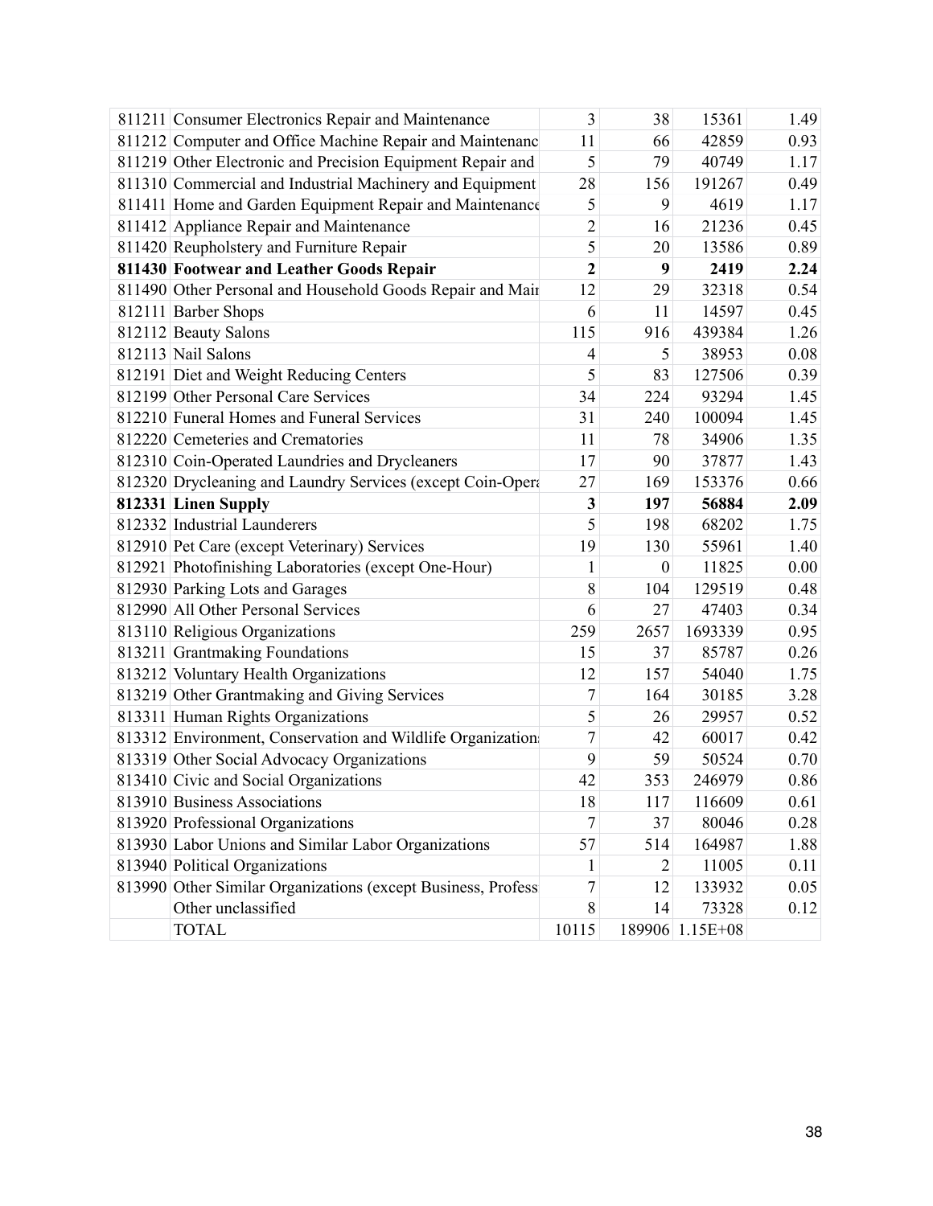| | | | | | |
|---|---|---|---|---|---|
| 811211 | Consumer Electronics Repair and Maintenance | 3 | 38 | 15361 | 1.49 |
| 811212 | Computer and Office Machine Repair and Maintenanc | 11 | 66 | 42859 | 0.93 |
| 811219 | Other Electronic and Precision Equipment Repair and | 5 | 79 | 40749 | 1.17 |
| 811310 | Commercial and Industrial Machinery and Equipment | 28 | 156 | 191267 | 0.49 |
| 811411 | Home and Garden Equipment Repair and Maintenance | 5 | 9 | 4619 | 1.17 |
| 811412 | Appliance Repair and Maintenance | 2 | 16 | 21236 | 0.45 |
| 811420 | Reupholstery and Furniture Repair | 5 | 20 | 13586 | 0.89 |
| **811430** | **Footwear and Leather Goods Repair** | **2** | **9** | **2419** | **2.24** |
| 811490 | Other Personal and Household Goods Repair and Mai | 12 | 29 | 32318 | 0.54 |
| 812111 | Barber Shops | 6 | 11 | 14597 | 0.45 |
| 812112 | Beauty Salons | 115 | 916 | 439384 | 1.26 |
| 812113 | Nail Salons | 4 | 5 | 38953 | 0.08 |
| 812191 | Diet and Weight Reducing Centers | 5 | 83 | 127506 | 0.39 |
| 812199 | Other Personal Care Services | 34 | 224 | 93294 | 1.45 |
| 812210 | Funeral Homes and Funeral Services | 31 | 240 | 100094 | 1.45 |
| 812220 | Cemeteries and Crematories | 11 | 78 | 34906 | 1.35 |
| 812310 | Coin-Operated Laundries and Drycleaners | 17 | 90 | 37877 | 1.43 |
| 812320 | Drycleaning and Laundry Services (except Coin-Opera | 27 | 169 | 153376 | 0.66 |
| **812331** | **Linen Supply** | **3** | **197** | **56884** | **2.09** |
| 812332 | Industrial Launderers | 5 | 198 | 68202 | 1.75 |
| 812910 | Pet Care (except Veterinary) Services | 19 | 130 | 55961 | 1.40 |
| 812921 | Photofinishing Laboratories (except One-Hour) | 1 | 0 | 11825 | 0.00 |
| 812930 | Parking Lots and Garages | 8 | 104 | 129519 | 0.48 |
| 812990 | All Other Personal Services | 6 | 27 | 47403 | 0.34 |
| 813110 | Religious Organizations | 259 | 2657 | 1693339 | 0.95 |
| 813211 | Grantmaking Foundations | 15 | 37 | 85787 | 0.26 |
| 813212 | Voluntary Health Organizations | 12 | 157 | 54040 | 1.75 |
| 813219 | Other Grantmaking and Giving Services | 7 | 164 | 30185 | 3.28 |
| 813311 | Human Rights Organizations | 5 | 26 | 29957 | 0.52 |
| 813312 | Environment, Conservation and Wildlife Organization | 7 | 42 | 60017 | 0.42 |
| 813319 | Other Social Advocacy Organizations | 9 | 59 | 50524 | 0.70 |
| 813410 | Civic and Social Organizations | 42 | 353 | 246979 | 0.86 |
| 813910 | Business Associations | 18 | 117 | 116609 | 0.61 |
| 813920 | Professional Organizations | 7 | 37 | 80046 | 0.28 |
| 813930 | Labor Unions and Similar Labor Organizations | 57 | 514 | 164987 | 1.88 |
| 813940 | Political Organizations | 1 | 2 | 11005 | 0.11 |
| 813990 | Other Similar Organizations (except Business, Profess | 7 | 12 | 133932 | 0.05 |
| | Other unclassified | 8 | 14 | 73328 | 0.12 |
| | TOTAL | 10115 | 189906 | 1.15E+08 | |